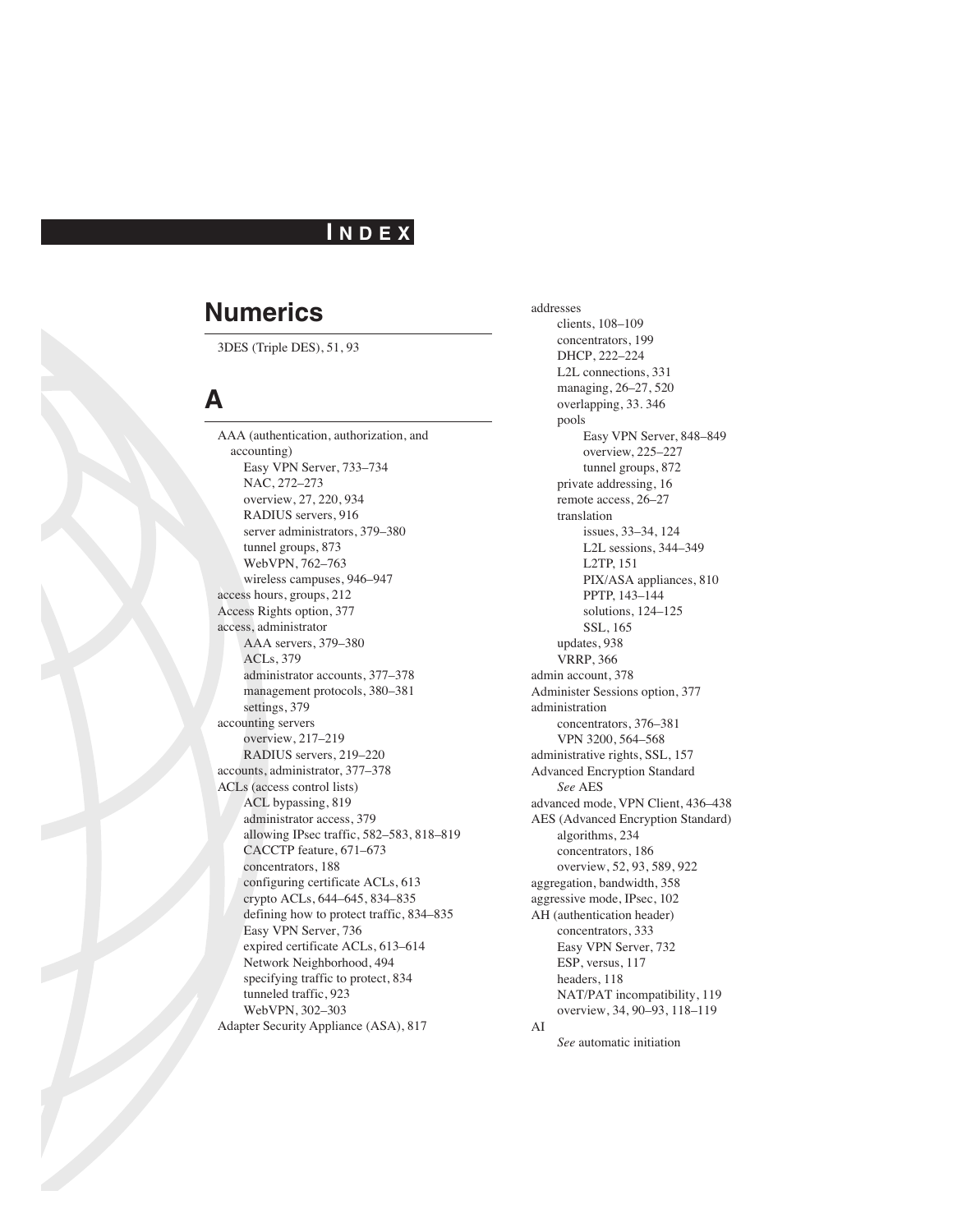# Index

## Numerics

3DES (Triple DES), 51, 93

## A

AAA (authentication, authorization, and accounting)
- Easy VPN Server, 733–734
- NAC, 272–273
- overview, 27, 220, 934
- RADIUS servers, 916
- server administrators, 379–380
- tunnel groups, 873
- WebVPN, 762–763
- wireless campuses, 946–947

access hours, groups, 212

Access Rights option, 377

access, administrator
- AAA servers, 379–380
- ACLs, 379
- administrator accounts, 377–378
- management protocols, 380–381
- settings, 379

accounting servers
- overview, 217–219
- RADIUS servers, 219–220

accounts, administrator, 377–378

ACLs (access control lists)
- ACL bypassing, 819
- administrator access, 379
- allowing IPsec traffic, 582–583, 818–819
- CACCTP feature, 671–673
- concentrators, 188
- configuring certificate ACLs, 613
- crypto ACLs, 644–645, 834–835
- defining how to protect traffic, 834–835
- Easy VPN Server, 736
- expired certificate ACLs, 613–614
- Network Neighborhood, 494
- specifying traffic to protect, 834
- tunneled traffic, 923
- WebVPN, 302–303

Adapter Security Appliance (ASA), 817

addresses
- clients, 108–109
- concentrators, 199
- DHCP, 222–224
- L2L connections, 331
- managing, 26–27, 520
- overlapping, 33. 346
- pools
  - Easy VPN Server, 848–849
  - overview, 225–227
  - tunnel groups, 872
- private addressing, 16
- remote access, 26–27
- translation
  - issues, 33–34, 124
  - L2L sessions, 344–349
  - L2TP, 151
  - PIX/ASA appliances, 810
  - PPTP, 143–144
  - solutions, 124–125
  - SSL, 165
- updates, 938
- VRRP, 366

admin account, 378

Administer Sessions option, 377

administration
- concentrators, 376–381
- VPN 3200, 564–568

administrative rights, SSL, 157

Advanced Encryption Standard
- *See* AES

advanced mode, VPN Client, 436–438

AES (Advanced Encryption Standard)
- algorithms, 234
- concentrators, 186
- overview, 52, 93, 589, 922

aggregation, bandwidth, 358

aggressive mode, IPsec, 102

AH (authentication header)
- concentrators, 333
- Easy VPN Server, 732
- ESP, versus, 117
- headers, 118
- NAT/PAT incompatibility, 119
- overview, 34, 90–93, 118–119

AI
- *See* automatic initiation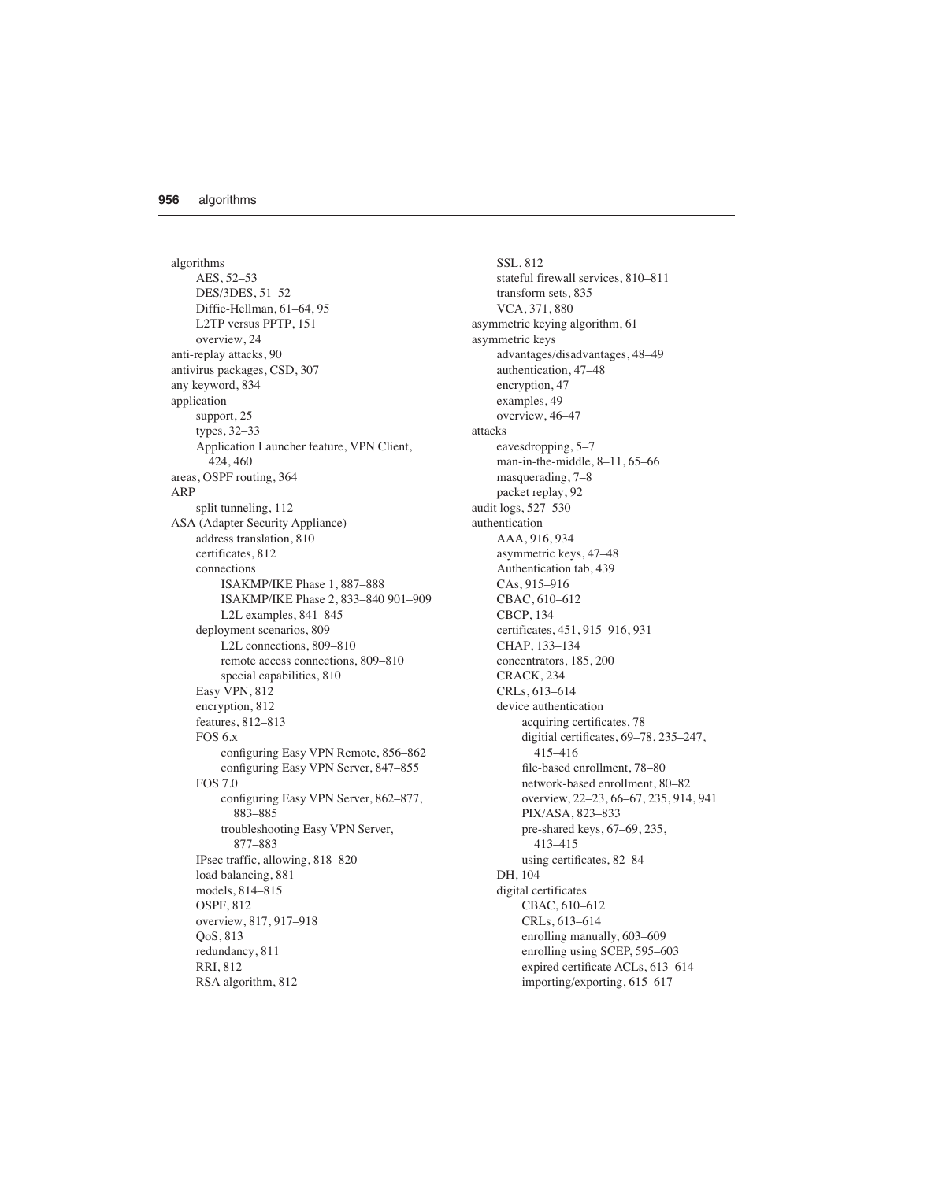algorithms
- AES, 52–53
- DES/3DES, 51–52
- Diffie-Hellman, 61–64, 95
- L2TP versus PPTP, 151
- overview, 24

anti-replay attacks, 90
antivirus packages, CSD, 307
any keyword, 834
application
- support, 25
- types, 32–33
- Application Launcher feature, VPN Client, 424, 460

areas, OSPF routing, 364
ARP
- split tunneling, 112

ASA (Adapter Security Appliance)
- address translation, 810
- certificates, 812
- connections
  - ISAKMP/IKE Phase 1, 887–888
  - ISAKMP/IKE Phase 2, 833–840 901–909
  - L2L examples, 841–845
- deployment scenarios, 809
  - L2L connections, 809–810
  - remote access connections, 809–810
  - special capabilities, 810
- Easy VPN, 812
- encryption, 812
- features, 812–813
- FOS 6.x
  - configuring Easy VPN Remote, 856–862
  - configuring Easy VPN Server, 847–855
- FOS 7.0
  - configuring Easy VPN Server, 862–877, 883–885
  - troubleshooting Easy VPN Server, 877–883
- IPsec traffic, allowing, 818–820
- load balancing, 881
- models, 814–815
- OSPF, 812
- overview, 817, 917–918
- QoS, 813
- redundancy, 811
- RRI, 812
- RSA algorithm, 812
- SSL, 812
- stateful firewall services, 810–811
- transform sets, 835
- VCA, 371, 880

asymmetric keying algorithm, 61
asymmetric keys
- advantages/disadvantages, 48–49
- authentication, 47–48
- encryption, 47
- examples, 49
- overview, 46–47

attacks
- eavesdropping, 5–7
- man-in-the-middle, 8–11, 65–66
- masquerading, 7–8
- packet replay, 92

audit logs, 527–530
authentication
- AAA, 916, 934
- asymmetric keys, 47–48
- Authentication tab, 439
- CAs, 915–916
- CBAC, 610–612
- CBCP, 134
- certificates, 451, 915–916, 931
- CHAP, 133–134
- concentrators, 185, 200
- CRACK, 234
- CRLs, 613–614
- device authentication
  - acquiring certificates, 78
  - digitial certificates, 69–78, 235–247, 415–416
  - file-based enrollment, 78–80
  - network-based enrollment, 80–82
  - overview, 22–23, 66–67, 235, 914, 941
  - PIX/ASA, 823–833
  - pre-shared keys, 67–69, 235, 413–415
  - using certificates, 82–84
- DH, 104
- digital certificates
  - CBAC, 610–612
  - CRLs, 613–614
  - enrolling manually, 603–609
  - enrolling using SCEP, 595–603
  - expired certificate ACLs, 613–614
  - importing/exporting, 615–617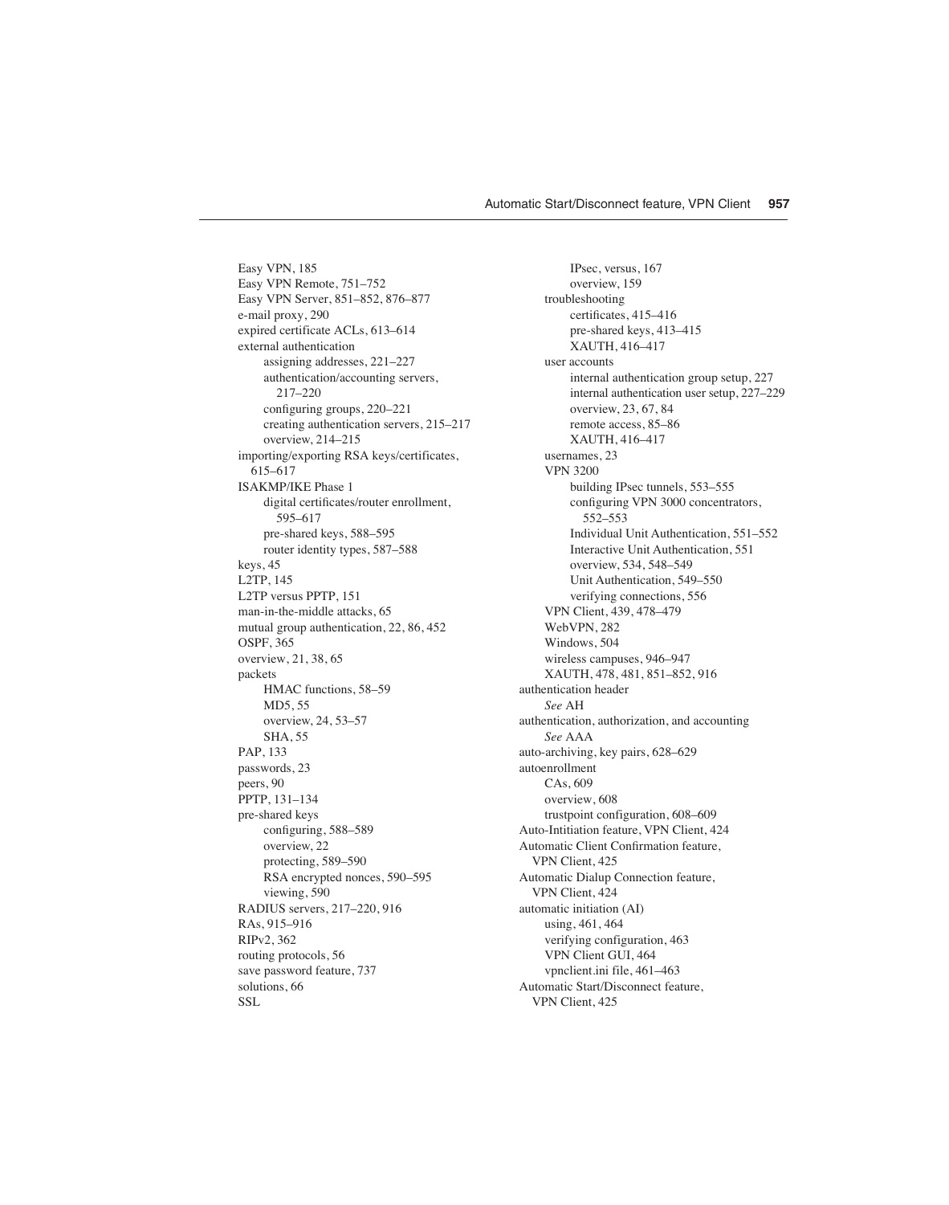Easy VPN, 185
Easy VPN Remote, 751–752
Easy VPN Server, 851–852, 876–877
e-mail proxy, 290
expired certificate ACLs, 613–614
external authentication
  assigning addresses, 221–227
  authentication/accounting servers, 217–220
  configuring groups, 220–221
  creating authentication servers, 215–217
  overview, 214–215
importing/exporting RSA keys/certificates, 615–617
ISAKMP/IKE Phase 1
  digital certificates/router enrollment, 595–617
  pre-shared keys, 588–595
  router identity types, 587–588
keys, 45
L2TP, 145
L2TP versus PPTP, 151
man-in-the-middle attacks, 65
mutual group authentication, 22, 86, 452
OSPF, 365
overview, 21, 38, 65
packets
  HMAC functions, 58–59
  MD5, 55
  overview, 24, 53–57
  SHA, 55
PAP, 133
passwords, 23
peers, 90
PPTP, 131–134
pre-shared keys
  configuring, 588–589
  overview, 22
  protecting, 589–590
  RSA encrypted nonces, 590–595
  viewing, 590
RADIUS servers, 217–220, 916
RAs, 915–916
RIPv2, 362
routing protocols, 56
save password feature, 737
solutions, 66
SSL
  IPsec, versus, 167
  overview, 159
troubleshooting
  certificates, 415–416
  pre-shared keys, 413–415
  XAUTH, 416–417
user accounts
  internal authentication group setup, 227
  internal authentication user setup, 227–229
  overview, 23, 67, 84
  remote access, 85–86
  XAUTH, 416–417
usernames, 23
VPN 3200
  building IPsec tunnels, 553–555
  configuring VPN 3000 concentrators, 552–553
  Individual Unit Authentication, 551–552
  Interactive Unit Authentication, 551
  overview, 534, 548–549
  Unit Authentication, 549–550
  verifying connections, 556
VPN Client, 439, 478–479
WebVPN, 282
Windows, 504
wireless campuses, 946–947
XAUTH, 478, 481, 851–852, 916

authentication header
  *See* AH
authentication, authorization, and accounting
  *See* AAA
auto-archiving, key pairs, 628–629
autoenrollment
  CAs, 609
  overview, 608
  trustpoint configuration, 608–609
Auto-Intitiation feature, VPN Client, 424
Automatic Client Confirmation feature, VPN Client, 425
Automatic Dialup Connection feature, VPN Client, 424
automatic initiation (AI)
  using, 461, 464
  verifying configuration, 463
  VPN Client GUI, 464
  vpnclient.ini file, 461–463
Automatic Start/Disconnect feature, VPN Client, 425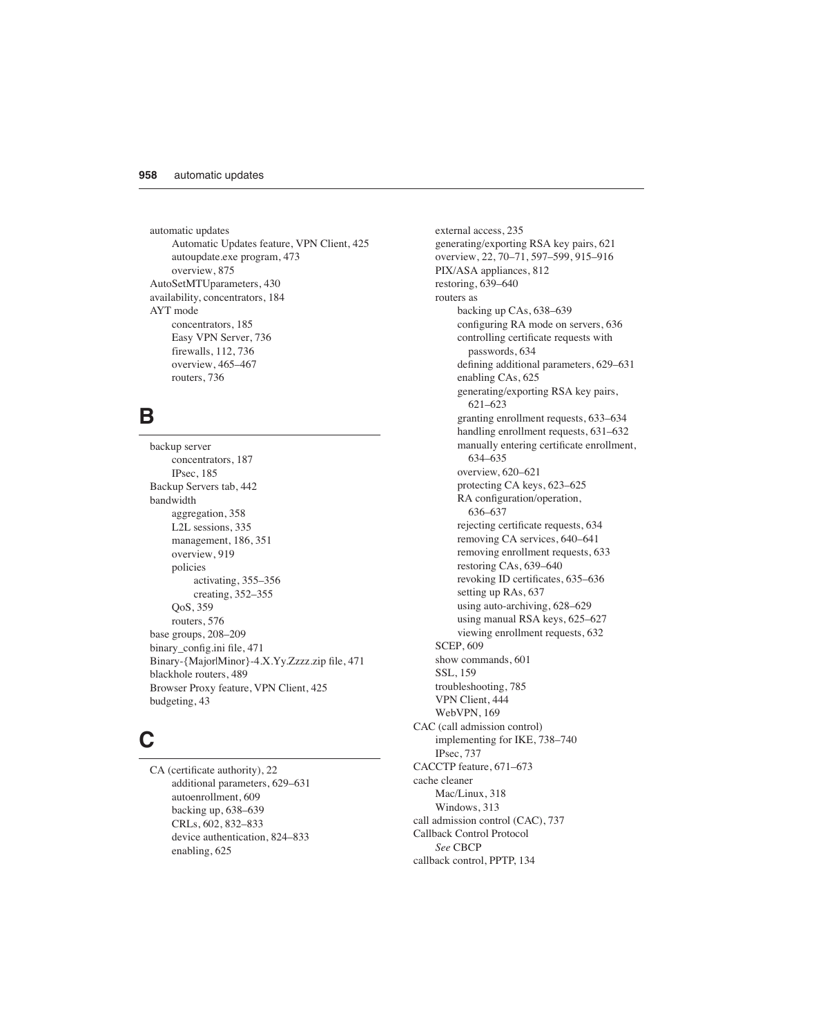automatic updates
- Automatic Updates feature, VPN Client, 425
- autoupdate.exe program, 473
- overview, 875

AutoSetMTUparameters, 430
availability, concentrators, 184
AYT mode
- concentrators, 185
- Easy VPN Server, 736
- firewalls, 112, 736
- overview, 465–467
- routers, 736

## B

backup server
- concentrators, 187
- IPsec, 185

Backup Servers tab, 442
bandwidth
- aggregation, 358
- L2L sessions, 335
- management, 186, 351
- overview, 919
- policies
  - activating, 355–356
  - creating, 352–355
- QoS, 359
- routers, 576

base groups, 208–209
binary_config.ini file, 471
Binary-{Major|Minor}-4.X.Yy.Zzzz.zip file, 471
blackhole routers, 489
Browser Proxy feature, VPN Client, 425
budgeting, 43

## C

CA (certificate authority), 22
- additional parameters, 629–631
- autoenrollment, 609
- backing up, 638–639
- CRLs, 602, 832–833
- device authentication, 824–833
- enabling, 625
- external access, 235
- generating/exporting RSA key pairs, 621
- overview, 22, 70–71, 597–599, 915–916
- PIX/ASA appliances, 812
- restoring, 639–640
- routers as
  - backing up CAs, 638–639
  - configuring RA mode on servers, 636
  - controlling certificate requests with passwords, 634
  - defining additional parameters, 629–631
  - enabling CAs, 625
  - generating/exporting RSA key pairs, 621–623
  - granting enrollment requests, 633–634
  - handling enrollment requests, 631–632
  - manually entering certificate enrollment, 634–635
  - overview, 620–621
  - protecting CA keys, 623–625
  - RA configuration/operation, 636–637
  - rejecting certificate requests, 634
  - removing CA services, 640–641
  - removing enrollment requests, 633
  - restoring CAs, 639–640
  - revoking ID certificates, 635–636
  - setting up RAs, 637
  - using auto-archiving, 628–629
  - using manual RSA keys, 625–627
  - viewing enrollment requests, 632
- SCEP, 609
- show commands, 601
- SSL, 159
- troubleshooting, 785
- VPN Client, 444
- WebVPN, 169

CAC (call admission control)
- implementing for IKE, 738–740
- IPsec, 737

CACCTP feature, 671–673
cache cleaner
- Mac/Linux, 318
- Windows, 313

call admission control (CAC), 737
Callback Control Protocol
- *See* CBCP

callback control, PPTP, 134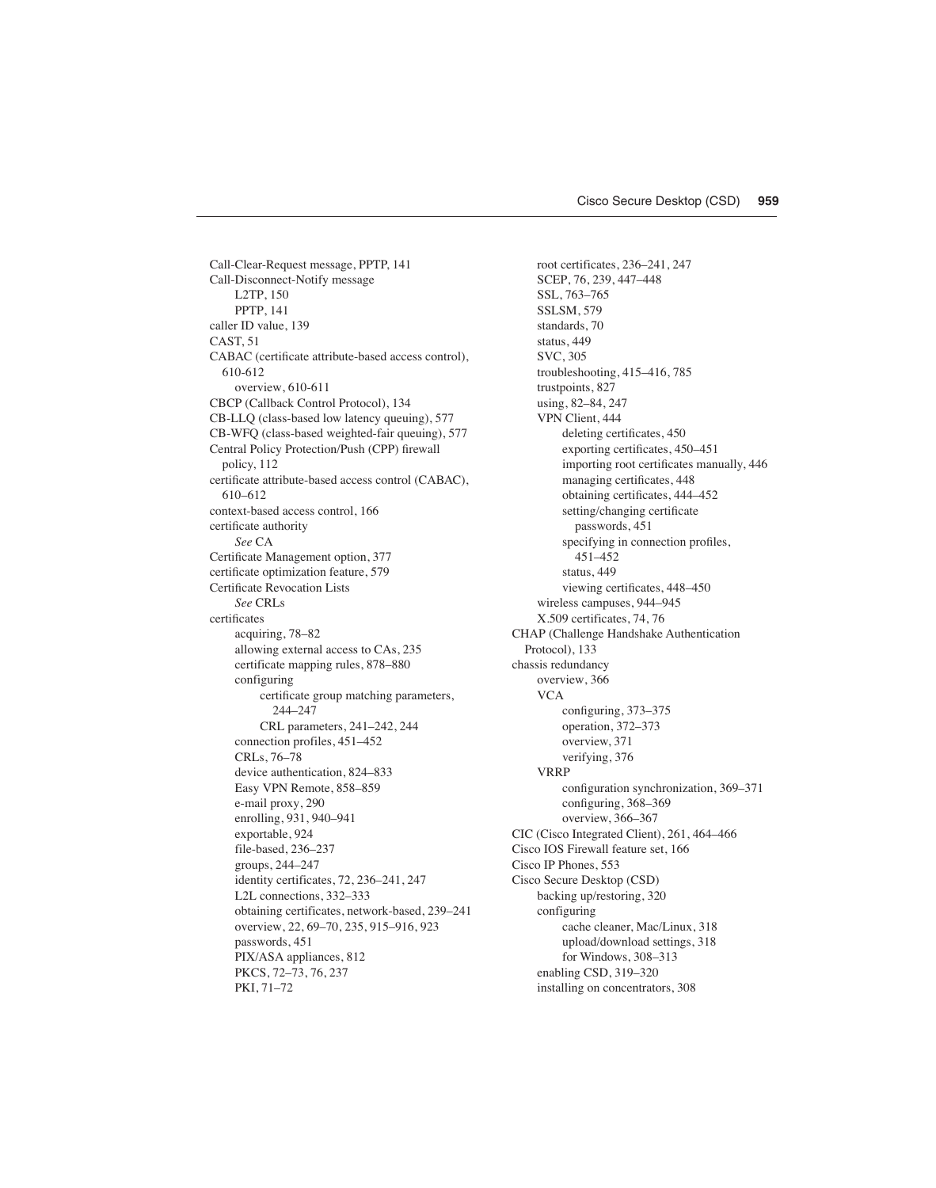Call-Clear-Request message, PPTP, 141
Call-Disconnect-Notify message
- L2TP, 150
- PPTP, 141

caller ID value, 139
CAST, 51
CABAC (certificate attribute-based access control), 610-612
- overview, 610-611

CBCP (Callback Control Protocol), 134
CB-LLQ (class-based low latency queuing), 577
CB-WFQ (class-based weighted-fair queuing), 577
Central Policy Protection/Push (CPP) firewall policy, 112
certificate attribute-based access control (CABAC), 610–612
context-based access control, 166
certificate authority
- *See* CA

Certificate Management option, 377
certificate optimization feature, 579
Certificate Revocation Lists
- *See* CRLs

certificates
- acquiring, 78–82
- allowing external access to CAs, 235
- certificate mapping rules, 878–880
- configuring
  - certificate group matching parameters, 244–247
  - CRL parameters, 241–242, 244
- connection profiles, 451–452
- CRLs, 76–78
- device authentication, 824–833
- Easy VPN Remote, 858–859
- e-mail proxy, 290
- enrolling, 931, 940–941
- exportable, 924
- file-based, 236–237
- groups, 244–247
- identity certificates, 72, 236–241, 247
- L2L connections, 332–333
- obtaining certificates, network-based, 239–241
- overview, 22, 69–70, 235, 915–916, 923
- passwords, 451
- PIX/ASA appliances, 812
- PKCS, 72–73, 76, 237
- PKI, 71–72
- root certificates, 236–241, 247
- SCEP, 76, 239, 447–448
- SSL, 763–765
- SSLSM, 579
- standards, 70
- status, 449
- SVC, 305
- troubleshooting, 415–416, 785
- trustpoints, 827
- using, 82–84, 247
- VPN Client, 444
  - deleting certificates, 450
  - exporting certificates, 450–451
  - importing root certificates manually, 446
  - managing certificates, 448
  - obtaining certificates, 444–452
  - setting/changing certificate passwords, 451
  - specifying in connection profiles, 451–452
  - status, 449
  - viewing certificates, 448–450
- wireless campuses, 944–945
- X.509 certificates, 74, 76

CHAP (Challenge Handshake Authentication Protocol), 133
chassis redundancy
- overview, 366
- VCA
  - configuring, 373–375
  - operation, 372–373
  - overview, 371
  - verifying, 376
- VRRP
  - configuration synchronization, 369–371
  - configuring, 368–369
  - overview, 366–367

CIC (Cisco Integrated Client), 261, 464–466
Cisco IOS Firewall feature set, 166
Cisco IP Phones, 553
Cisco Secure Desktop (CSD)
- backing up/restoring, 320
- configuring
  - cache cleaner, Mac/Linux, 318
  - upload/download settings, 318
  - for Windows, 308–313
- enabling CSD, 319–320
- installing on concentrators, 308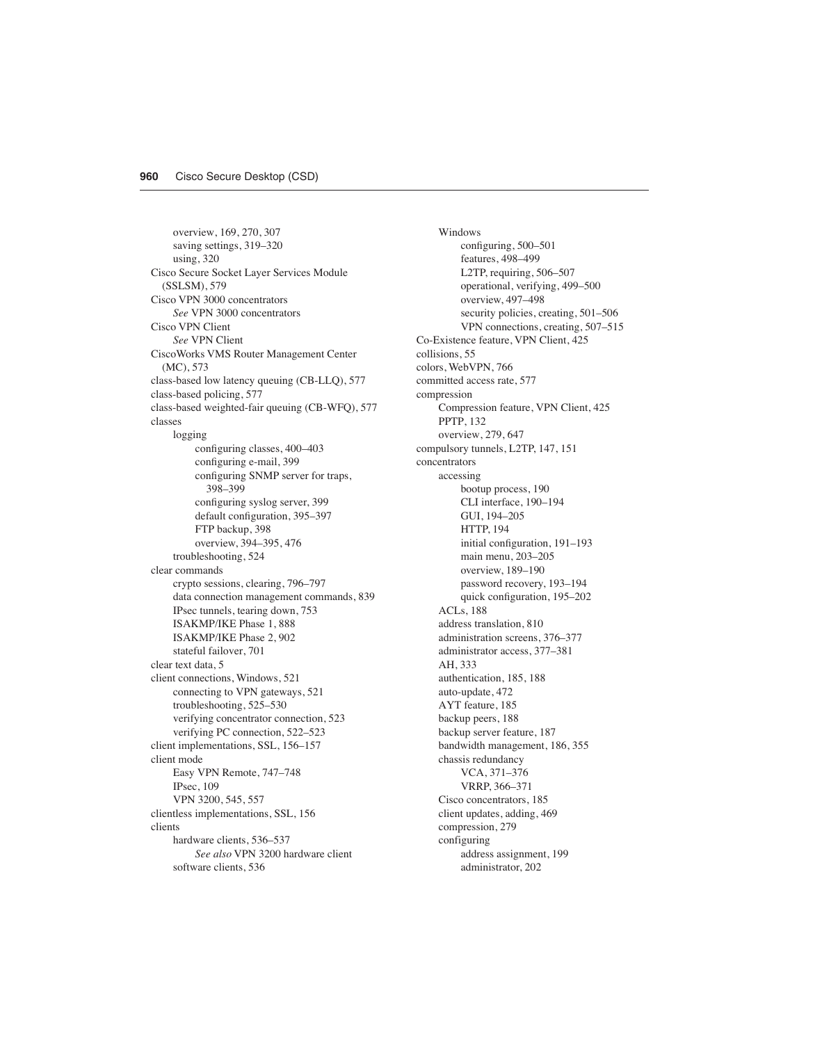overview, 169, 270, 307
saving settings, 319–320
using, 320

Cisco Secure Socket Layer Services Module (SSLSM), 579

Cisco VPN 3000 concentrators
*See* VPN 3000 concentrators

Cisco VPN Client
*See* VPN Client

CiscoWorks VMS Router Management Center (MC), 573

class-based low latency queuing (CB-LLQ), 577

class-based policing, 577

class-based weighted-fair queuing (CB-WFQ), 577

classes
logging
configuring classes, 400–403
configuring e-mail, 399
configuring SNMP server for traps, 398–399
configuring syslog server, 399
default configuration, 395–397
FTP backup, 398
overview, 394–395, 476
troubleshooting, 524

clear commands
crypto sessions, clearing, 796–797
data connection management commands, 839
IPsec tunnels, tearing down, 753
ISAKMP/IKE Phase 1, 888
ISAKMP/IKE Phase 2, 902
stateful failover, 701

clear text data, 5

client connections, Windows, 521
connecting to VPN gateways, 521
troubleshooting, 525–530
verifying concentrator connection, 523
verifying PC connection, 522–523

client implementations, SSL, 156–157

client mode
Easy VPN Remote, 747–748
IPsec, 109
VPN 3200, 545, 557

clientless implementations, SSL, 156

clients
hardware clients, 536–537
*See also* VPN 3200 hardware client
software clients, 536

Windows
configuring, 500–501
features, 498–499
L2TP, requiring, 506–507
operational, verifying, 499–500
overview, 497–498
security policies, creating, 501–506
VPN connections, creating, 507–515

Co-Existence feature, VPN Client, 425

collisions, 55

colors, WebVPN, 766

committed access rate, 577

compression
Compression feature, VPN Client, 425
PPTP, 132
overview, 279, 647

compulsory tunnels, L2TP, 147, 151

concentrators
accessing
bootup process, 190
CLI interface, 190–194
GUI, 194–205
HTTP, 194
initial configuration, 191–193
main menu, 203–205
overview, 189–190
password recovery, 193–194
quick configuration, 195–202
ACLs, 188
address translation, 810
administration screens, 376–377
administrator access, 377–381
AH, 333
authentication, 185, 188
auto-update, 472
AYT feature, 185
backup peers, 188
backup server feature, 187
bandwidth management, 186, 355
chassis redundancy
VCA, 371–376
VRRP, 366–371
Cisco concentrators, 185
client updates, adding, 469
compression, 279
configuring
address assignment, 199
administrator, 202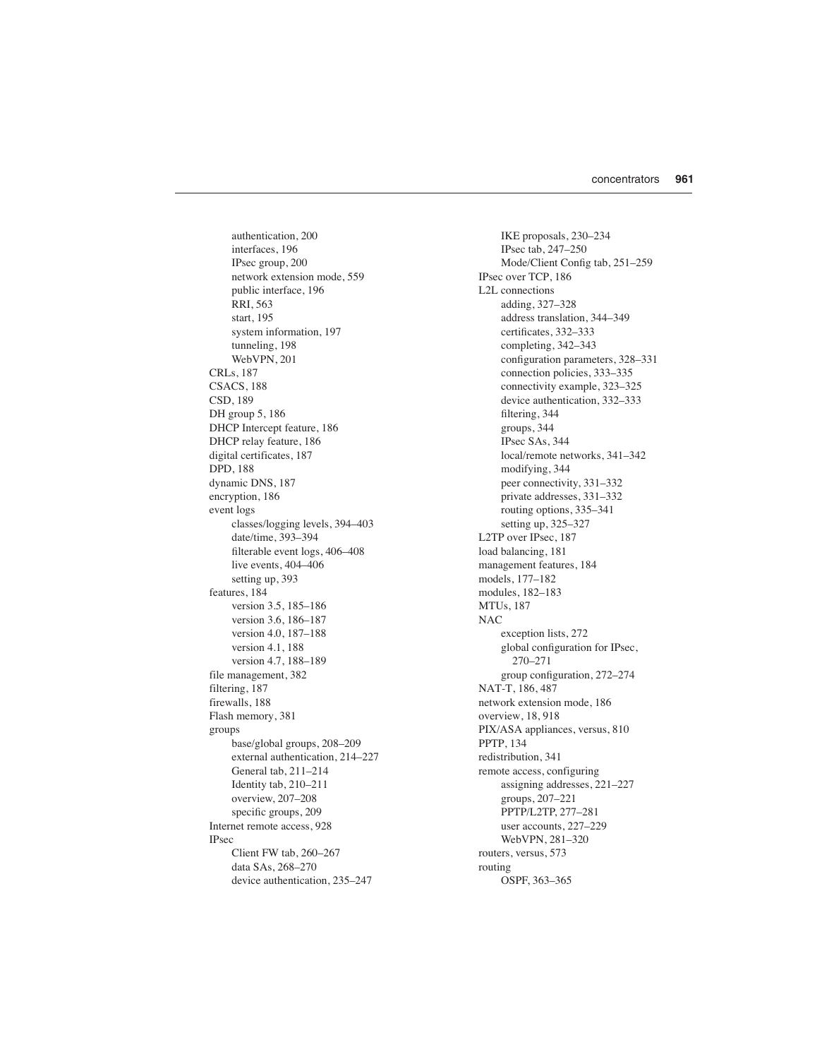- authentication, 200
- interfaces, 196
- IPsec group, 200
- network extension mode, 559
- public interface, 196
- RRI, 563
- start, 195
- system information, 197
- tunneling, 198
- WebVPN, 201

CRLs, 187
CSACS, 188
CSD, 189
DH group 5, 186
DHCP Intercept feature, 186
DHCP relay feature, 186
digital certificates, 187
DPD, 188
dynamic DNS, 187
encryption, 186
event logs
- classes/logging levels, 394–403
- date/time, 393–394
- filterable event logs, 406–408
- live events, 404–406
- setting up, 393

features, 184
- version 3.5, 185–186
- version 3.6, 186–187
- version 4.0, 187–188
- version 4.1, 188
- version 4.7, 188–189

file management, 382
filtering, 187
firewalls, 188
Flash memory, 381
groups
- base/global groups, 208–209
- external authentication, 214–227
- General tab, 211–214
- Identity tab, 210–211
- overview, 207–208
- specific groups, 209

Internet remote access, 928
IPsec
- Client FW tab, 260–267
- data SAs, 268–270
- device authentication, 235–247
- IKE proposals, 230–234
- IPsec tab, 247–250
- Mode/Client Config tab, 251–259

IPsec over TCP, 186
L2L connections
- adding, 327–328
- address translation, 344–349
- certificates, 332–333
- completing, 342–343
- configuration parameters, 328–331
- connection policies, 333–335
- connectivity example, 323–325
- device authentication, 332–333
- filtering, 344
- groups, 344
- IPsec SAs, 344
- local/remote networks, 341–342
- modifying, 344
- peer connectivity, 331–332
- private addresses, 331–332
- routing options, 335–341
- setting up, 325–327

L2TP over IPsec, 187
load balancing, 181
management features, 184
models, 177–182
modules, 182–183
MTUs, 187
NAC
- exception lists, 272
- global configuration for IPsec, 270–271
- group configuration, 272–274

NAT-T, 186, 487
network extension mode, 186
overview, 18, 918
PIX/ASA appliances, versus, 810
PPTP, 134
redistribution, 341
remote access, configuring
- assigning addresses, 221–227
- groups, 207–221
- PPTP/L2TP, 277–281
- user accounts, 227–229
- WebVPN, 281–320

routers, versus, 573
routing
- OSPF, 363–365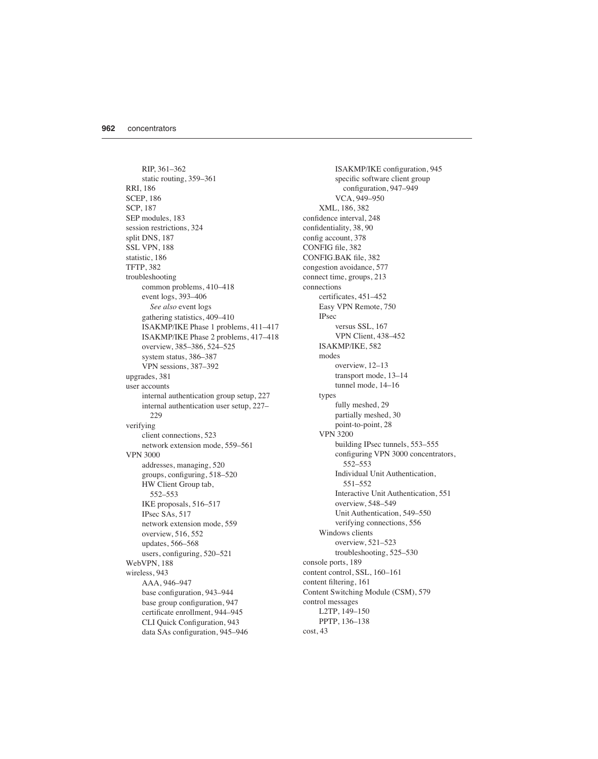RIP, 361–362
static routing, 359–361
RRI, 186
SCEP, 186
SCP, 187
SEP modules, 183
session restrictions, 324
split DNS, 187
SSL VPN, 188
statistic, 186
TFTP, 382
troubleshooting
common problems, 410–418
event logs, 393–406
*See also* event logs
gathering statistics, 409–410
ISAKMP/IKE Phase 1 problems, 411–417
ISAKMP/IKE Phase 2 problems, 417–418
overview, 385–386, 524–525
system status, 386–387
VPN sessions, 387–392
upgrades, 381
user accounts
internal authentication group setup, 227
internal authentication user setup, 227–229
verifying
client connections, 523
network extension mode, 559–561
VPN 3000
addresses, managing, 520
groups, configuring, 518–520
HW Client Group tab, 552–553
IKE proposals, 516–517
IPsec SAs, 517
network extension mode, 559
overview, 516, 552
updates, 566–568
users, configuring, 520–521
WebVPN, 188
wireless, 943
AAA, 946–947
base configuration, 943–944
base group configuration, 947
certificate enrollment, 944–945
CLI Quick Configuration, 943
data SAs configuration, 945–946
ISAKMP/IKE configuration, 945
specific software client group configuration, 947–949
VCA, 949–950
XML, 186, 382
confidence interval, 248
confidentiality, 38, 90
config account, 378
CONFIG file, 382
CONFIG.BAK file, 382
congestion avoidance, 577
connect time, groups, 213
connections
certificates, 451–452
Easy VPN Remote, 750
IPsec
versus SSL, 167
VPN Client, 438–452
ISAKMP/IKE, 582
modes
overview, 12–13
transport mode, 13–14
tunnel mode, 14–16
types
fully meshed, 29
partially meshed, 30
point-to-point, 28
VPN 3200
building IPsec tunnels, 553–555
configuring VPN 3000 concentrators, 552–553
Individual Unit Authentication, 551–552
Interactive Unit Authentication, 551
overview, 548–549
Unit Authentication, 549–550
verifying connections, 556
Windows clients
overview, 521–523
troubleshooting, 525–530
console ports, 189
content control, SSL, 160–161
content filtering, 161
Content Switching Module (CSM), 579
control messages
L2TP, 149–150
PPTP, 136–138
cost, 43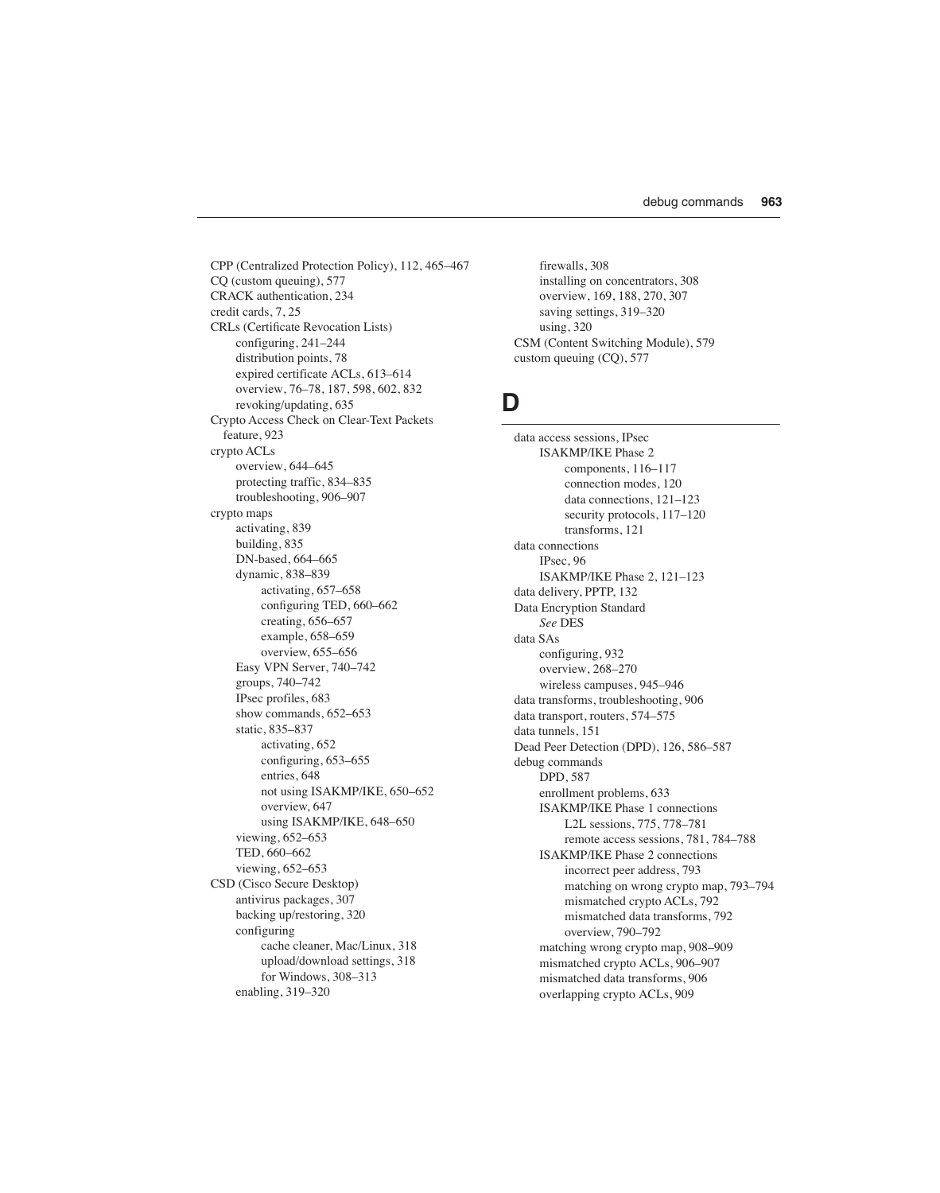CPP (Centralized Protection Policy), 112, 465–467
CQ (custom queuing), 577
CRACK authentication, 234
credit cards, 7, 25
CRLs (Certificate Revocation Lists)
- configuring, 241–244
- distribution points, 78
- expired certificate ACLs, 613–614
- overview, 76–78, 187, 598, 602, 832
- revoking/updating, 635

Crypto Access Check on Clear-Text Packets feature, 923
crypto ACLs
- overview, 644–645
- protecting traffic, 834–835
- troubleshooting, 906–907

crypto maps
- activating, 839
- building, 835
- DN-based, 664–665
- dynamic, 838–839
  - activating, 657–658
  - configuring TED, 660–662
  - creating, 656–657
  - example, 658–659
  - overview, 655–656
- Easy VPN Server, 740–742
- groups, 740–742
- IPsec profiles, 683
- show commands, 652–653
- static, 835–837
  - activating, 652
  - configuring, 653–655
  - entries, 648
  - not using ISAKMP/IKE, 650–652
  - overview, 647
  - using ISAKMP/IKE, 648–650
- viewing, 652–653
- TED, 660–662
- viewing, 652–653

CSD (Cisco Secure Desktop)
- antivirus packages, 307
- backing up/restoring, 320
- configuring
  - cache cleaner, Mac/Linux, 318
  - upload/download settings, 318
  - for Windows, 308–313
- enabling, 319–320
- firewalls, 308
- installing on concentrators, 308
- overview, 169, 188, 270, 307
- saving settings, 319–320
- using, 320

CSM (Content Switching Module), 579
custom queuing (CQ), 577

# D

data access sessions, IPsec
- ISAKMP/IKE Phase 2
  - components, 116–117
  - connection modes, 120
  - data connections, 121–123
  - security protocols, 117–120
  - transforms, 121

data connections
- IPsec, 96
- ISAKMP/IKE Phase 2, 121–123

data delivery, PPTP, 132
Data Encryption Standard
- *See* DES

data SAs
- configuring, 932
- overview, 268–270
- wireless campuses, 945–946

data transforms, troubleshooting, 906
data transport, routers, 574–575
data tunnels, 151
Dead Peer Detection (DPD), 126, 586–587
debug commands
- DPD, 587
- enrollment problems, 633
- ISAKMP/IKE Phase 1 connections
  - L2L sessions, 775, 778–781
  - remote access sessions, 781, 784–788
- ISAKMP/IKE Phase 2 connections
  - incorrect peer address, 793
  - matching on wrong crypto map, 793–794
  - mismatched crypto ACLs, 792
  - mismatched data transforms, 792
  - overview, 790–792
- matching wrong crypto map, 908–909
- mismatched crypto ACLs, 906–907
- mismatched data transforms, 906
- overlapping crypto ACLs, 909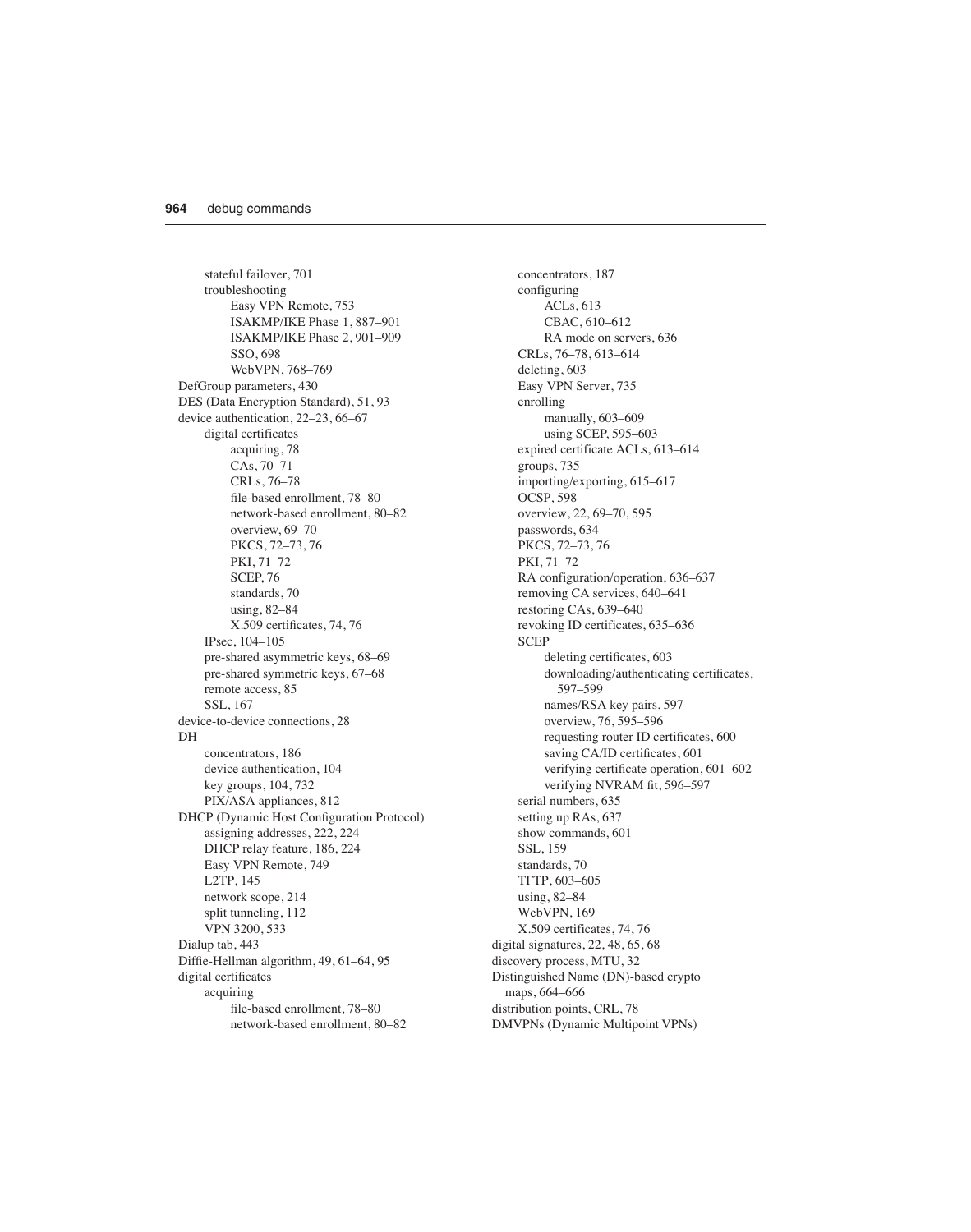stateful failover, 701
    troubleshooting
        Easy VPN Remote, 753
        ISAKMP/IKE Phase 1, 887–901
        ISAKMP/IKE Phase 2, 901–909
        SSO, 698
        WebVPN, 768–769
DefGroup parameters, 430
DES (Data Encryption Standard), 51, 93
device authentication, 22–23, 66–67
    digital certificates
        acquiring, 78
        CAs, 70–71
        CRLs, 76–78
        file-based enrollment, 78–80
        network-based enrollment, 80–82
        overview, 69–70
        PKCS, 72–73, 76
        PKI, 71–72
        SCEP, 76
        standards, 70
        using, 82–84
        X.509 certificates, 74, 76
    IPsec, 104–105
    pre-shared asymmetric keys, 68–69
    pre-shared symmetric keys, 67–68
    remote access, 85
    SSL, 167
device-to-device connections, 28
DH
    concentrators, 186
    device authentication, 104
    key groups, 104, 732
    PIX/ASA appliances, 812
DHCP (Dynamic Host Configuration Protocol)
    assigning addresses, 222, 224
    DHCP relay feature, 186, 224
    Easy VPN Remote, 749
    L2TP, 145
    network scope, 214
    split tunneling, 112
    VPN 3200, 533
Dialup tab, 443
Diffie-Hellman algorithm, 49, 61–64, 95
digital certificates
    acquiring
        file-based enrollment, 78–80
        network-based enrollment, 80–82
    concentrators, 187
    configuring
        ACLs, 613
        CBAC, 610–612
        RA mode on servers, 636
    CRLs, 76–78, 613–614
    deleting, 603
    Easy VPN Server, 735
    enrolling
        manually, 603–609
        using SCEP, 595–603
    expired certificate ACLs, 613–614
    groups, 735
    importing/exporting, 615–617
    OCSP, 598
    overview, 22, 69–70, 595
    passwords, 634
    PKCS, 72–73, 76
    PKI, 71–72
    RA configuration/operation, 636–637
    removing CA services, 640–641
    restoring CAs, 639–640
    revoking ID certificates, 635–636
    SCEP
        deleting certificates, 603
        downloading/authenticating certificates, 597–599
        names/RSA key pairs, 597
        overview, 76, 595–596
        requesting router ID certificates, 600
        saving CA/ID certificates, 601
        verifying certificate operation, 601–602
        verifying NVRAM fit, 596–597
    serial numbers, 635
    setting up RAs, 637
    show commands, 601
    SSL, 159
    standards, 70
    TFTP, 603–605
    using, 82–84
    WebVPN, 169
    X.509 certificates, 74, 76
digital signatures, 22, 48, 65, 68
discovery process, MTU, 32
Distinguished Name (DN)-based crypto maps, 664–666
distribution points, CRL, 78
DMVPNs (Dynamic Multipoint VPNs)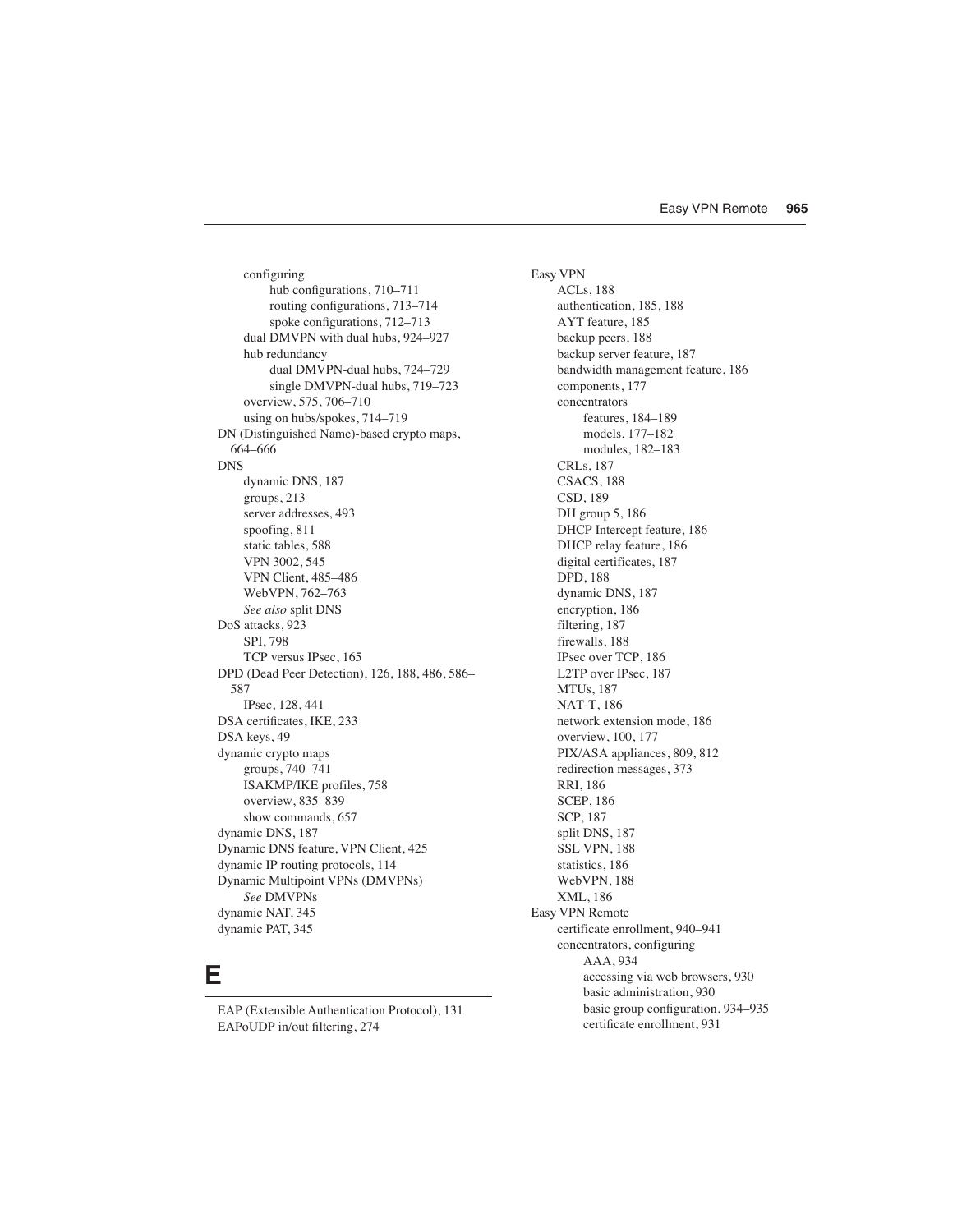- configuring
  - hub configurations, 710–711
  - routing configurations, 713–714
  - spoke configurations, 712–713
- dual DMVPN with dual hubs, 924–927
- hub redundancy
  - dual DMVPN-dual hubs, 724–729
  - single DMVPN-dual hubs, 719–723
- overview, 575, 706–710
- using on hubs/spokes, 714–719

DN (Distinguished Name)-based crypto maps, 664–666

DNS
- dynamic DNS, 187
- groups, 213
- server addresses, 493
- spoofing, 811
- static tables, 588
- VPN 3002, 545
- VPN Client, 485–486
- WebVPN, 762–763
- *See also* split DNS

DoS attacks, 923
- SPI, 798
- TCP versus IPsec, 165

DPD (Dead Peer Detection), 126, 188, 486, 586–587
- IPsec, 128, 441

DSA certificates, IKE, 233

DSA keys, 49

dynamic crypto maps
- groups, 740–741
- ISAKMP/IKE profiles, 758
- overview, 835–839
- show commands, 657

dynamic DNS, 187

Dynamic DNS feature, VPN Client, 425

dynamic IP routing protocols, 114

Dynamic Multipoint VPNs (DMVPNs)
- *See* DMVPNs

dynamic NAT, 345

dynamic PAT, 345

# E

EAP (Extensible Authentication Protocol), 131

EAPoUDP in/out filtering, 274

Easy VPN
- ACLs, 188
- authentication, 185, 188
- AYT feature, 185
- backup peers, 188
- backup server feature, 187
- bandwidth management feature, 186
- components, 177
- concentrators
  - features, 184–189
  - models, 177–182
  - modules, 182–183
- CRLs, 187
- CSACS, 188
- CSD, 189
- DH group 5, 186
- DHCP Intercept feature, 186
- DHCP relay feature, 186
- digital certificates, 187
- DPD, 188
- dynamic DNS, 187
- encryption, 186
- filtering, 187
- firewalls, 188
- IPsec over TCP, 186
- L2TP over IPsec, 187
- MTUs, 187
- NAT-T, 186
- network extension mode, 186
- overview, 100, 177
- PIX/ASA appliances, 809, 812
- redirection messages, 373
- RRI, 186
- SCEP, 186
- SCP, 187
- split DNS, 187
- SSL VPN, 188
- statistics, 186
- WebVPN, 188
- XML, 186

Easy VPN Remote
- certificate enrollment, 940–941
- concentrators, configuring
  - AAA, 934
  - accessing via web browsers, 930
  - basic administration, 930
  - basic group configuration, 934–935
  - certificate enrollment, 931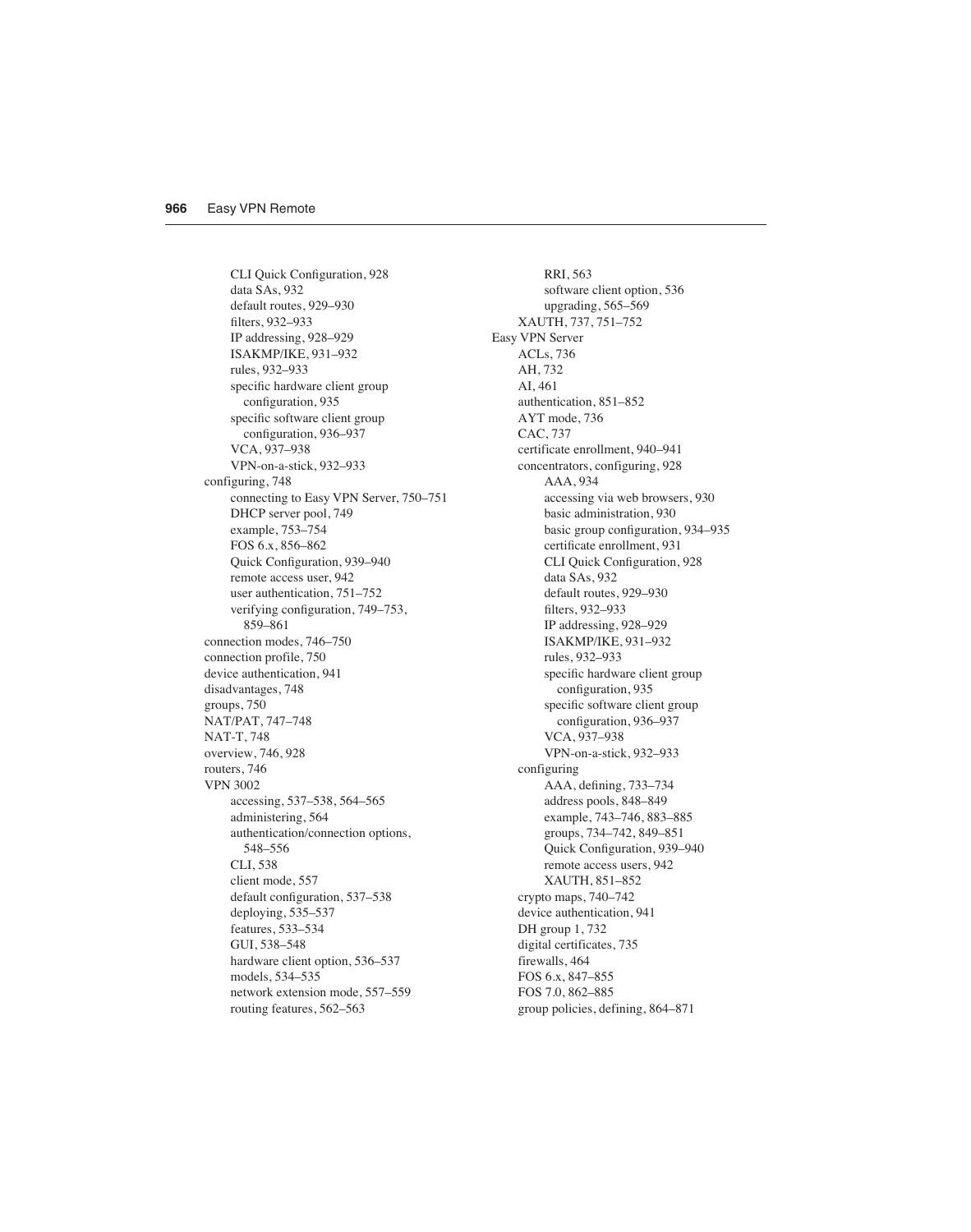- CLI Quick Configuration, 928
  - data SAs, 932
  - default routes, 929–930
  - filters, 932–933
  - IP addressing, 928–929
  - ISAKMP/IKE, 931–932
  - rules, 932–933
  - specific hardware client group configuration, 935
  - specific software client group configuration, 936–937
  - VCA, 937–938
  - VPN-on-a-stick, 932–933
- configuring, 748
  - connecting to Easy VPN Server, 750–751
  - DHCP server pool, 749
  - example, 753–754
  - FOS 6.x, 856–862
  - Quick Configuration, 939–940
  - remote access user, 942
  - user authentication, 751–752
  - verifying configuration, 749–753, 859–861
- connection modes, 746–750
- connection profile, 750
- device authentication, 941
- disadvantages, 748
- groups, 750
- NAT/PAT, 747–748
- NAT-T, 748
- overview, 746, 928
- routers, 746
- VPN 3002
  - accessing, 537–538, 564–565
  - administering, 564
  - authentication/connection options, 548–556
  - CLI, 538
  - client mode, 557
  - default configuration, 537–538
  - deploying, 535–537
  - features, 533–534
  - GUI, 538–548
  - hardware client option, 536–537
  - models, 534–535
  - network extension mode, 557–559
  - routing features, 562–563
  - RRI, 563
  - software client option, 536
  - upgrading, 565–569
- XAUTH, 737, 751–752

Easy VPN Server
- ACLs, 736
- AH, 732
- AI, 461
- authentication, 851–852
- AYT mode, 736
- CAC, 737
- certificate enrollment, 940–941
- concentrators, configuring, 928
  - AAA, 934
  - accessing via web browsers, 930
  - basic administration, 930
  - basic group configuration, 934–935
  - certificate enrollment, 931
  - CLI Quick Configuration, 928
  - data SAs, 932
  - default routes, 929–930
  - filters, 932–933
  - IP addressing, 928–929
  - ISAKMP/IKE, 931–932
  - rules, 932–933
  - specific hardware client group configuration, 935
  - specific software client group configuration, 936–937
  - VCA, 937–938
  - VPN-on-a-stick, 932–933
- configuring
  - AAA, defining, 733–734
  - address pools, 848–849
  - example, 743–746, 883–885
  - groups, 734–742, 849–851
  - Quick Configuration, 939–940
  - remote access users, 942
  - XAUTH, 851–852
- crypto maps, 740–742
- device authentication, 941
- DH group 1, 732
- digital certificates, 735
- firewalls, 464
- FOS 6.x, 847–855
- FOS 7.0, 862–885
- group policies, defining, 864–871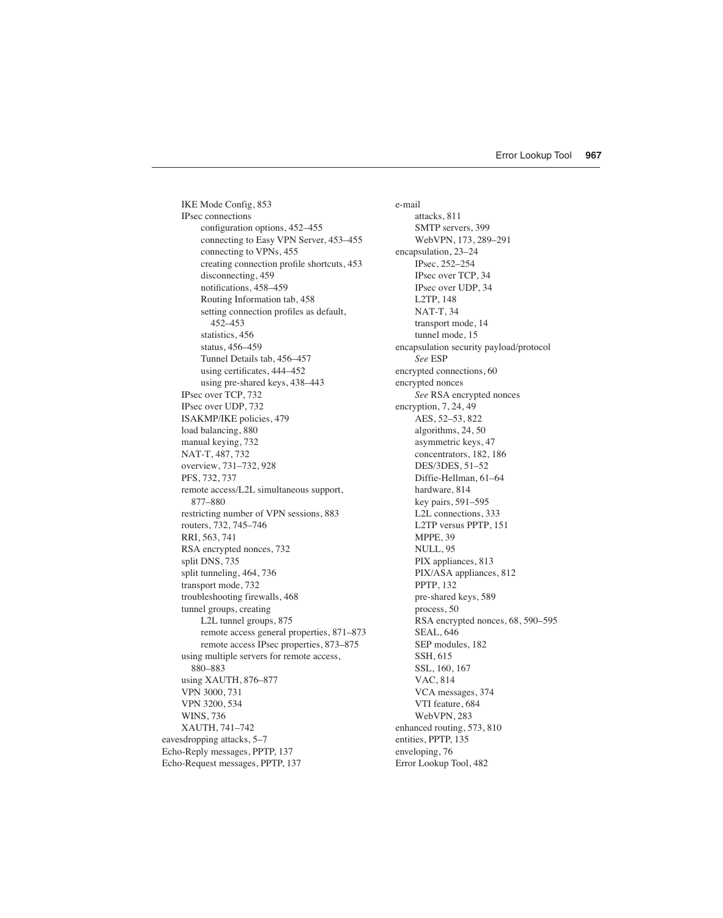- IKE Mode Config, 853
- IPsec connections
  - configuration options, 452–455
  - connecting to Easy VPN Server, 453–455
  - connecting to VPNs, 455
  - creating connection profile shortcuts, 453
  - disconnecting, 459
  - notifications, 458–459
  - Routing Information tab, 458
  - setting connection profiles as default, 452–453
  - statistics, 456
  - status, 456–459
  - Tunnel Details tab, 456–457
  - using certificates, 444–452
  - using pre-shared keys, 438–443
- IPsec over TCP, 732
- IPsec over UDP, 732
- ISAKMP/IKE policies, 479
- load balancing, 880
- manual keying, 732
- NAT-T, 487, 732
- overview, 731–732, 928
- PFS, 732, 737
- remote access/L2L simultaneous support, 877–880
- restricting number of VPN sessions, 883
- routers, 732, 745–746
- RRI, 563, 741
- RSA encrypted nonces, 732
- split DNS, 735
- split tunneling, 464, 736
- transport mode, 732
- troubleshooting firewalls, 468
- tunnel groups, creating
  - L2L tunnel groups, 875
  - remote access general properties, 871–873
  - remote access IPsec properties, 873–875
- using multiple servers for remote access, 880–883
- using XAUTH, 876–877
- VPN 3000, 731
- VPN 3200, 534
- WINS, 736
- XAUTH, 741–742

eavesdropping attacks, 5–7

Echo-Reply messages, PPTP, 137

Echo-Request messages, PPTP, 137

e-mail
- attacks, 811
- SMTP servers, 399
- WebVPN, 173, 289–291

encapsulation, 23–24
- IPsec, 252–254
- IPsec over TCP, 34
- IPsec over UDP, 34
- L2TP, 148
- NAT-T, 34
- transport mode, 14
- tunnel mode, 15

encapsulation security payload/protocol
- *See* ESP

encrypted connections, 60

encrypted nonces
- *See* RSA encrypted nonces

encryption, 7, 24, 49
- AES, 52–53, 822
- algorithms, 24, 50
- asymmetric keys, 47
- concentrators, 182, 186
- DES/3DES, 51–52
- Diffie-Hellman, 61–64
- hardware, 814
- key pairs, 591–595
- L2L connections, 333
- L2TP versus PPTP, 151
- MPPE, 39
- NULL, 95
- PIX appliances, 813
- PIX/ASA appliances, 812
- PPTP, 132
- pre-shared keys, 589
- process, 50
- RSA encrypted nonces, 68, 590–595
- SEAL, 646
- SEP modules, 182
- SSH, 615
- SSL, 160, 167
- VAC, 814
- VCA messages, 374
- VTI feature, 684
- WebVPN, 283

enhanced routing, 573, 810

entities, PPTP, 135

enveloping, 76

Error Lookup Tool, 482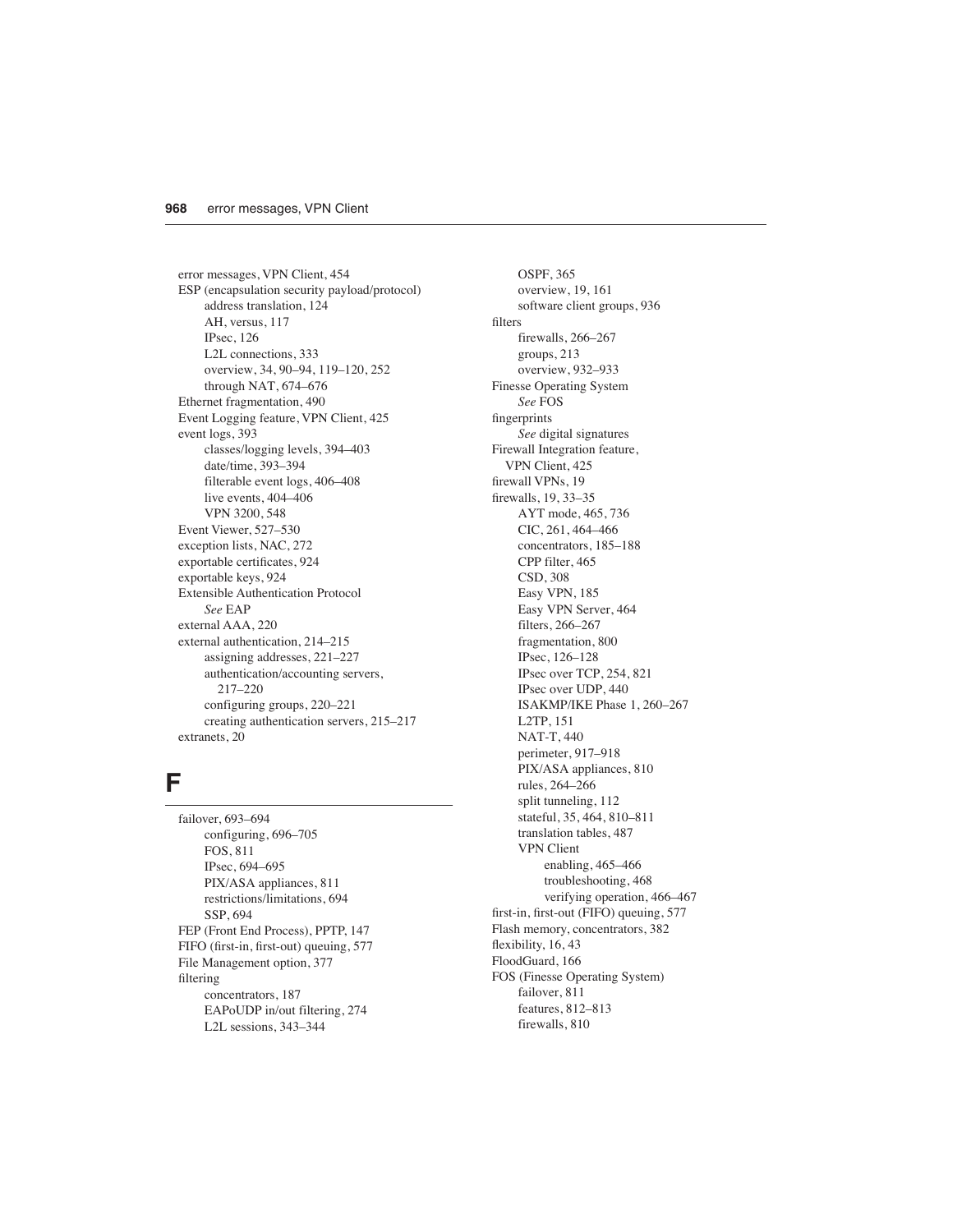error messages, VPN Client, 454
ESP (encapsulation security payload/protocol)
  address translation, 124
  AH, versus, 117
  IPsec, 126
  L2L connections, 333
  overview, 34, 90–94, 119–120, 252
  through NAT, 674–676
Ethernet fragmentation, 490
Event Logging feature, VPN Client, 425
event logs, 393
  classes/logging levels, 394–403
  date/time, 393–394
  filterable event logs, 406–408
  live events, 404–406
  VPN 3200, 548
Event Viewer, 527–530
exception lists, NAC, 272
exportable certificates, 924
exportable keys, 924
Extensible Authentication Protocol
  *See* EAP
external AAA, 220
external authentication, 214–215
  assigning addresses, 221–227
  authentication/accounting servers, 217–220
  configuring groups, 220–221
  creating authentication servers, 215–217
extranets, 20

# F

failover, 693–694
  configuring, 696–705
  FOS, 811
  IPsec, 694–695
  PIX/ASA appliances, 811
  restrictions/limitations, 694
  SSP, 694
FEP (Front End Process), PPTP, 147
FIFO (first-in, first-out) queuing, 577
File Management option, 377
filtering
  concentrators, 187
  EAPoUDP in/out filtering, 274
  L2L sessions, 343–344
  OSPF, 365
  overview, 19, 161
  software client groups, 936
filters
  firewalls, 266–267
  groups, 213
  overview, 932–933
Finesse Operating System
  *See* FOS
fingerprints
  *See* digital signatures
Firewall Integration feature, VPN Client, 425
firewall VPNs, 19
firewalls, 19, 33–35
  AYT mode, 465, 736
  CIC, 261, 464–466
  concentrators, 185–188
  CPP filter, 465
  CSD, 308
  Easy VPN, 185
  Easy VPN Server, 464
  filters, 266–267
  fragmentation, 800
  IPsec, 126–128
  IPsec over TCP, 254, 821
  IPsec over UDP, 440
  ISAKMP/IKE Phase 1, 260–267
  L2TP, 151
  NAT-T, 440
  perimeter, 917–918
  PIX/ASA appliances, 810
  rules, 264–266
  split tunneling, 112
  stateful, 35, 464, 810–811
  translation tables, 487
  VPN Client
    enabling, 465–466
    troubleshooting, 468
    verifying operation, 466–467
first-in, first-out (FIFO) queuing, 577
Flash memory, concentrators, 382
flexibility, 16, 43
FloodGuard, 166
FOS (Finesse Operating System)
  failover, 811
  features, 812–813
  firewalls, 810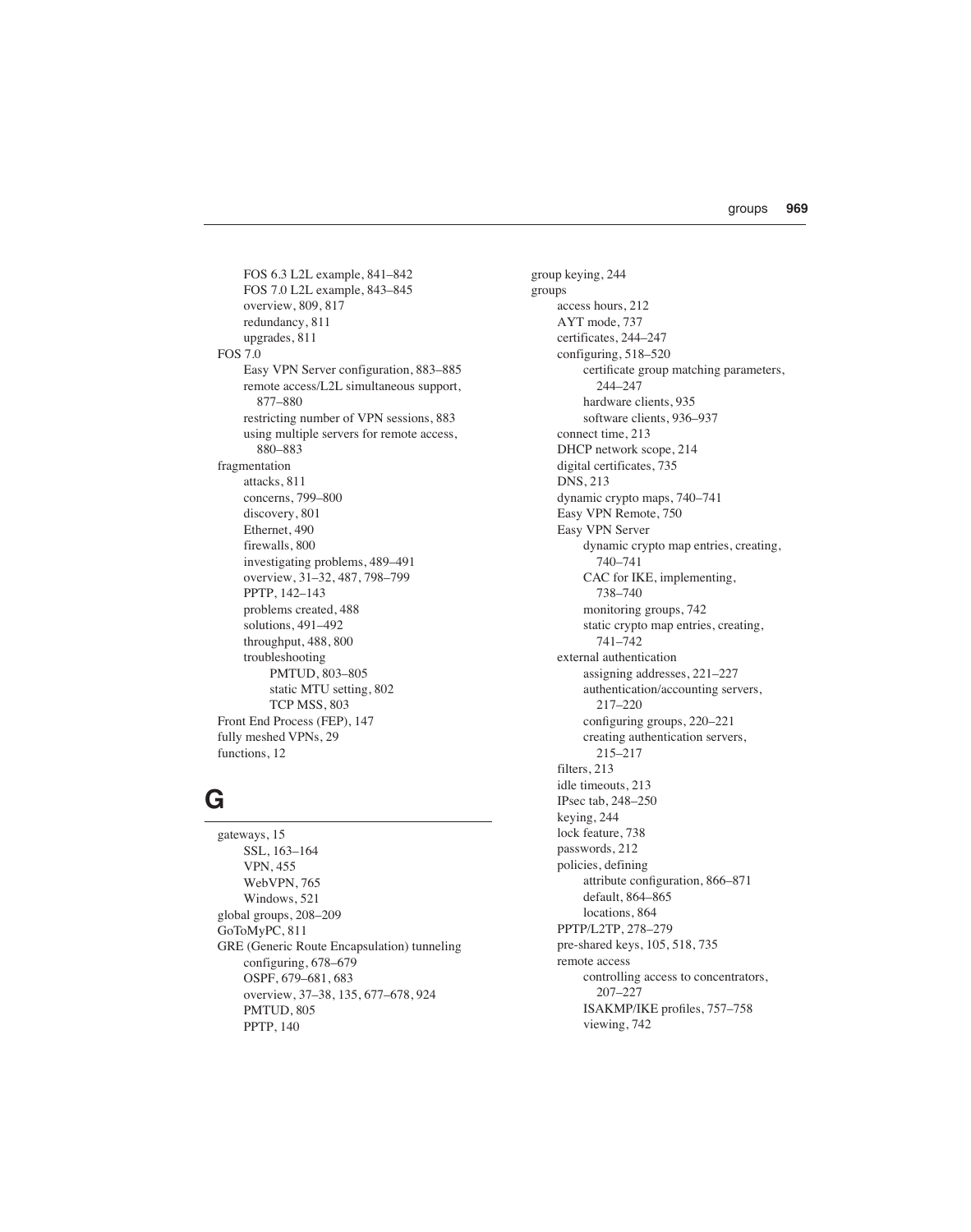FOS 6.3 L2L example, 841–842
FOS 7.0 L2L example, 843–845
overview, 809, 817
redundancy, 811
upgrades, 811

FOS 7.0
- Easy VPN Server configuration, 883–885
- remote access/L2L simultaneous support, 877–880
- restricting number of VPN sessions, 883
- using multiple servers for remote access, 880–883

fragmentation
- attacks, 811
- concerns, 799–800
- discovery, 801
- Ethernet, 490
- firewalls, 800
- investigating problems, 489–491
- overview, 31–32, 487, 798–799
- PPTP, 142–143
- problems created, 488
- solutions, 491–492
- throughput, 488, 800
- troubleshooting
  - PMTUD, 803–805
  - static MTU setting, 802
  - TCP MSS, 803

Front End Process (FEP), 147

fully meshed VPNs, 29

functions, 12

# G

gateways, 15
- SSL, 163–164
- VPN, 455
- WebVPN, 765
- Windows, 521

global groups, 208–209

GoToMyPC, 811

GRE (Generic Route Encapsulation) tunneling
- configuring, 678–679
- OSPF, 679–681, 683
- overview, 37–38, 135, 677–678, 924
- PMTUD, 805
- PPTP, 140

group keying, 244

groups
- access hours, 212
- AYT mode, 737
- certificates, 244–247
- configuring, 518–520
  - certificate group matching parameters, 244–247
  - hardware clients, 935
  - software clients, 936–937
- connect time, 213
- DHCP network scope, 214
- digital certificates, 735
- DNS, 213
- dynamic crypto maps, 740–741
- Easy VPN Remote, 750
- Easy VPN Server
  - dynamic crypto map entries, creating, 740–741
  - CAC for IKE, implementing, 738–740
  - monitoring groups, 742
  - static crypto map entries, creating, 741–742
- external authentication
  - assigning addresses, 221–227
  - authentication/accounting servers, 217–220
  - configuring groups, 220–221
  - creating authentication servers, 215–217
- filters, 213
- idle timeouts, 213
- IPsec tab, 248–250
- keying, 244
- lock feature, 738
- passwords, 212
- policies, defining
  - attribute configuration, 866–871
  - default, 864–865
  - locations, 864
- PPTP/L2TP, 278–279
- pre-shared keys, 105, 518, 735
- remote access
  - controlling access to concentrators, 207–227
  - ISAKMP/IKE profiles, 757–758
  - viewing, 742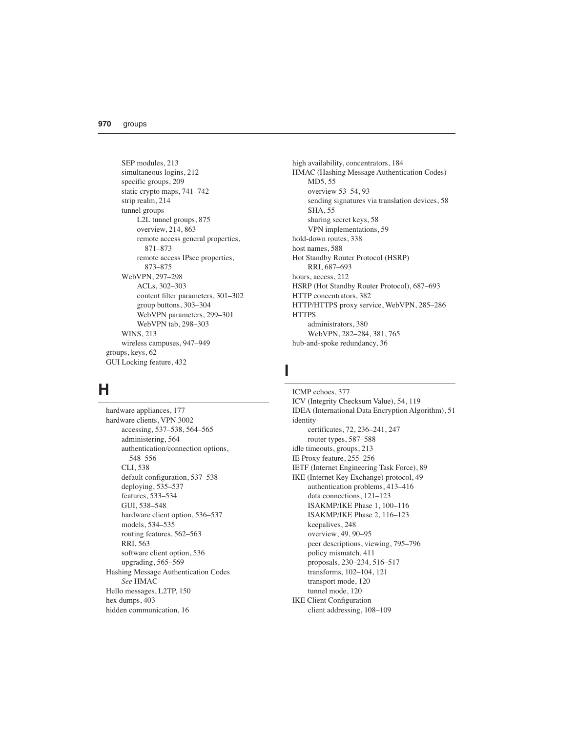- SEP modules, 213
- simultaneous logins, 212
- specific groups, 209
- static crypto maps, 741–742
- strip realm, 214
- tunnel groups
  - L2L tunnel groups, 875
  - overview, 214, 863
  - remote access general properties, 871–873
  - remote access IPsec properties, 873–875
- WebVPN, 297–298
  - ACLs, 302–303
  - content filter parameters, 301–302
  - group buttons, 303–304
  - WebVPN parameters, 299–301
  - WebVPN tab, 298–303
- WINS, 213
- wireless campuses, 947–949

groups, keys, 62

GUI Locking feature, 432

## H

hardware appliances, 177

hardware clients, VPN 3002
- accessing, 537–538, 564–565
- administering, 564
- authentication/connection options, 548–556
- CLI, 538
- default configuration, 537–538
- deploying, 535–537
- features, 533–534
- GUI, 538–548
- hardware client option, 536–537
- models, 534–535
- routing features, 562–563
- RRI, 563
- software client option, 536
- upgrading, 565–569

Hashing Message Authentication Codes
- *See* HMAC

Hello messages, L2TP, 150

hex dumps, 403

hidden communication, 16

high availability, concentrators, 184

HMAC (Hashing Message Authentication Codes)
- MD5, 55
- overview 53–54, 93
- sending signatures via translation devices, 58
- SHA, 55
- sharing secret keys, 58
- VPN implementations, 59

hold-down routes, 338

host names, 588

Hot Standby Router Protocol (HSRP)
- RRI, 687–693

hours, access, 212

HSRP (Hot Standby Router Protocol), 687–693

HTTP concentrators, 382

HTTP/HTTPS proxy service, WebVPN, 285–286

HTTPS
- administrators, 380
- WebVPN, 282–284, 381, 765

hub-and-spoke redundancy, 36

## I

ICMP echoes, 377

ICV (Integrity Checksum Value), 54, 119

IDEA (International Data Encryption Algorithm), 51

identity
- certificates, 72, 236–241, 247
- router types, 587–588

idle timeouts, groups, 213

IE Proxy feature, 255–256

IETF (Internet Engineering Task Force), 89

IKE (Internet Key Exchange) protocol, 49
- authentication problems, 413–416
- data connections, 121–123
- ISAKMP/IKE Phase 1, 100–116
- ISAKMP/IKE Phase 2, 116–123
- keepalives, 248
- overview, 49, 90–95
- peer descriptions, viewing, 795–796
- policy mismatch, 411
- proposals, 230–234, 516–517
- transforms, 102–104, 121
- transport mode, 120
- tunnel mode, 120

IKE Client Configuration
- client addressing, 108–109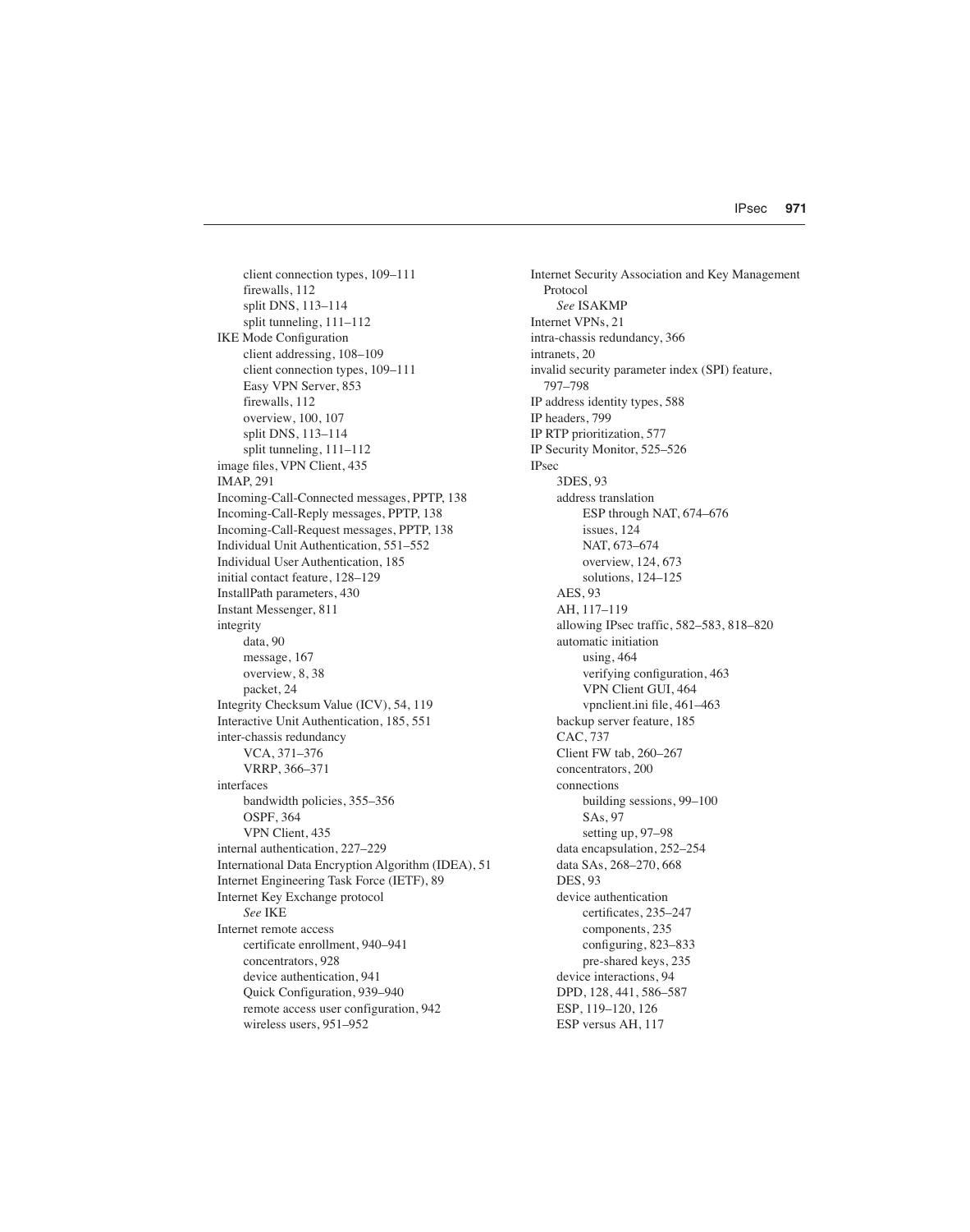client connection types, 109–111
firewalls, 112
split DNS, 113–114
split tunneling, 111–112

IKE Mode Configuration
- client addressing, 108–109
- client connection types, 109–111
- Easy VPN Server, 853
- firewalls, 112
- overview, 100, 107
- split DNS, 113–114
- split tunneling, 111–112

image files, VPN Client, 435
IMAP, 291
Incoming-Call-Connected messages, PPTP, 138
Incoming-Call-Reply messages, PPTP, 138
Incoming-Call-Request messages, PPTP, 138
Individual Unit Authentication, 551–552
Individual User Authentication, 185
initial contact feature, 128–129
InstallPath parameters, 430
Instant Messenger, 811
integrity
- data, 90
- message, 167
- overview, 8, 38
- packet, 24

Integrity Checksum Value (ICV), 54, 119
Interactive Unit Authentication, 185, 551
inter-chassis redundancy
- VCA, 371–376
- VRRP, 366–371

interfaces
- bandwidth policies, 355–356
- OSPF, 364
- VPN Client, 435

internal authentication, 227–229
International Data Encryption Algorithm (IDEA), 51
Internet Engineering Task Force (IETF), 89
Internet Key Exchange protocol
- *See* IKE

Internet remote access
- certificate enrollment, 940–941
- concentrators, 928
- device authentication, 941
- Quick Configuration, 939–940
- remote access user configuration, 942
- wireless users, 951–952

Internet Security Association and Key Management Protocol
- *See* ISAKMP

Internet VPNs, 21
intra-chassis redundancy, 366
intranets, 20
invalid security parameter index (SPI) feature, 797–798
IP address identity types, 588
IP headers, 799
IP RTP prioritization, 577
IP Security Monitor, 525–526
IPsec
- 3DES, 93
- address translation
  - ESP through NAT, 674–676
  - issues, 124
  - NAT, 673–674
  - overview, 124, 673
  - solutions, 124–125
- AES, 93
- AH, 117–119
- allowing IPsec traffic, 582–583, 818–820
- automatic initiation
  - using, 464
  - verifying configuration, 463
  - VPN Client GUI, 464
  - vpnclient.ini file, 461–463
- backup server feature, 185
- CAC, 737
- Client FW tab, 260–267
- concentrators, 200
- connections
  - building sessions, 99–100
  - SAs, 97
  - setting up, 97–98
- data encapsulation, 252–254
- data SAs, 268–270, 668
- DES, 93
- device authentication
  - certificates, 235–247
  - components, 235
  - configuring, 823–833
  - pre-shared keys, 235
- device interactions, 94
- DPD, 128, 441, 586–587
- ESP, 119–120, 126
- ESP versus AH, 117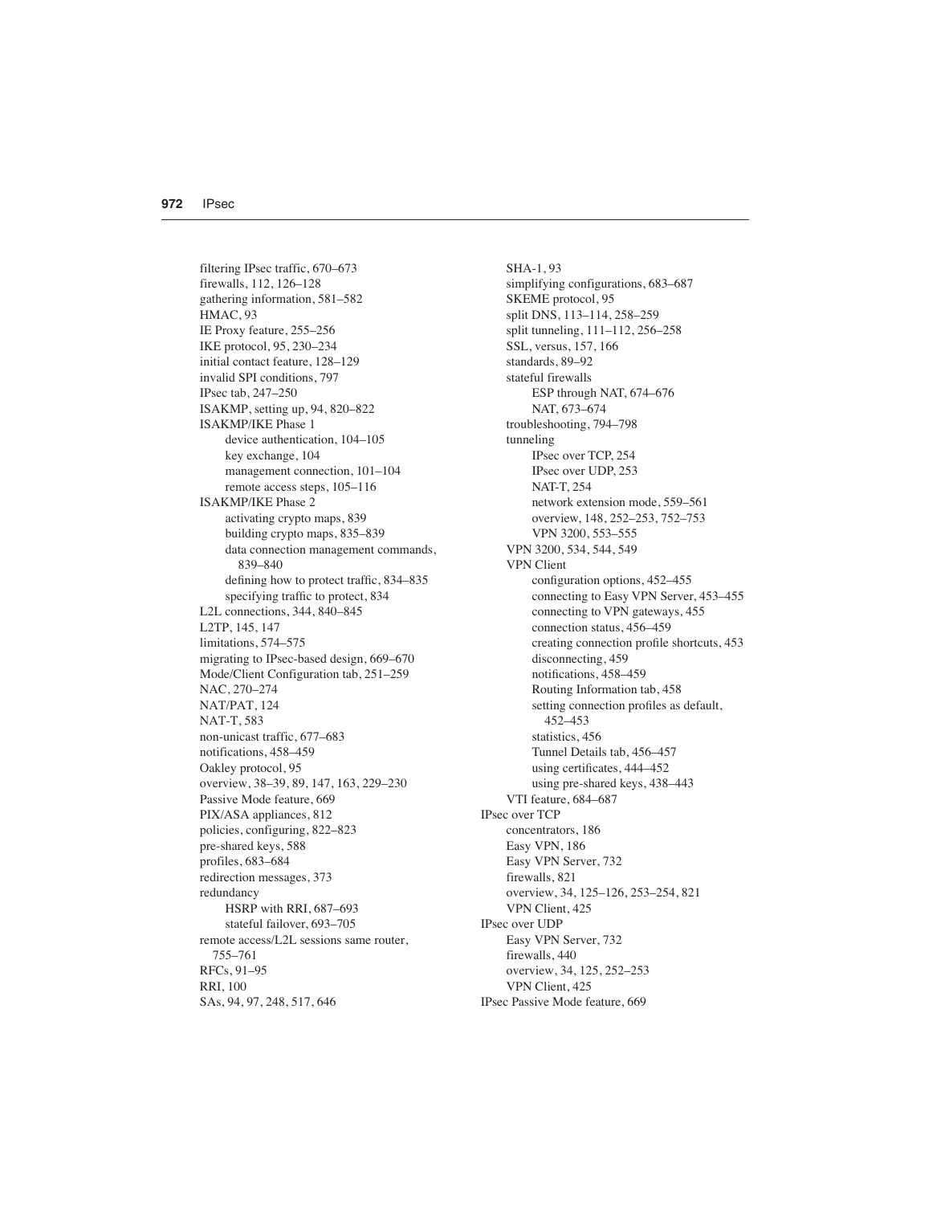filtering IPsec traffic, 670–673
firewalls, 112, 126–128
gathering information, 581–582
HMAC, 93
IE Proxy feature, 255–256
IKE protocol, 95, 230–234
initial contact feature, 128–129
invalid SPI conditions, 797
IPsec tab, 247–250
ISAKMP, setting up, 94, 820–822
ISAKMP/IKE Phase 1
- device authentication, 104–105
- key exchange, 104
- management connection, 101–104
- remote access steps, 105–116

ISAKMP/IKE Phase 2
- activating crypto maps, 839
- building crypto maps, 835–839
- data connection management commands, 839–840
- defining how to protect traffic, 834–835
- specifying traffic to protect, 834

L2L connections, 344, 840–845
L2TP, 145, 147
limitations, 574–575
migrating to IPsec-based design, 669–670
Mode/Client Configuration tab, 251–259
NAC, 270–274
NAT/PAT, 124
NAT-T, 583
non-unicast traffic, 677–683
notifications, 458–459
Oakley protocol, 95
overview, 38–39, 89, 147, 163, 229–230
Passive Mode feature, 669
PIX/ASA appliances, 812
policies, configuring, 822–823
pre-shared keys, 588
profiles, 683–684
redirection messages, 373
redundancy
- HSRP with RRI, 687–693
- stateful failover, 693–705

remote access/L2L sessions same router, 755–761
RFCs, 91–95
RRI, 100
SAs, 94, 97, 248, 517, 646
SHA-1, 93
simplifying configurations, 683–687
SKEME protocol, 95
split DNS, 113–114, 258–259
split tunneling, 111–112, 256–258
SSL, versus, 157, 166
standards, 89–92
stateful firewalls
- ESP through NAT, 674–676
- NAT, 673–674

troubleshooting, 794–798
tunneling
- IPsec over TCP, 254
- IPsec over UDP, 253
- NAT-T, 254
- network extension mode, 559–561
- overview, 148, 252–253, 752–753
- VPN 3200, 553–555

VPN 3200, 534, 544, 549
VPN Client
- configuration options, 452–455
- connecting to Easy VPN Server, 453–455
- connecting to VPN gateways, 455
- connection status, 456–459
- creating connection profile shortcuts, 453
- disconnecting, 459
- notifications, 458–459
- Routing Information tab, 458
- setting connection profiles as default, 452–453
- statistics, 456
- Tunnel Details tab, 456–457
- using certificates, 444–452
- using pre-shared keys, 438–443

VTI feature, 684–687

IPsec over TCP
- concentrators, 186
- Easy VPN, 186
- Easy VPN Server, 732
- firewalls, 821
- overview, 34, 125–126, 253–254, 821
- VPN Client, 425

IPsec over UDP
- Easy VPN Server, 732
- firewalls, 440
- overview, 34, 125, 252–253
- VPN Client, 425

IPsec Passive Mode feature, 669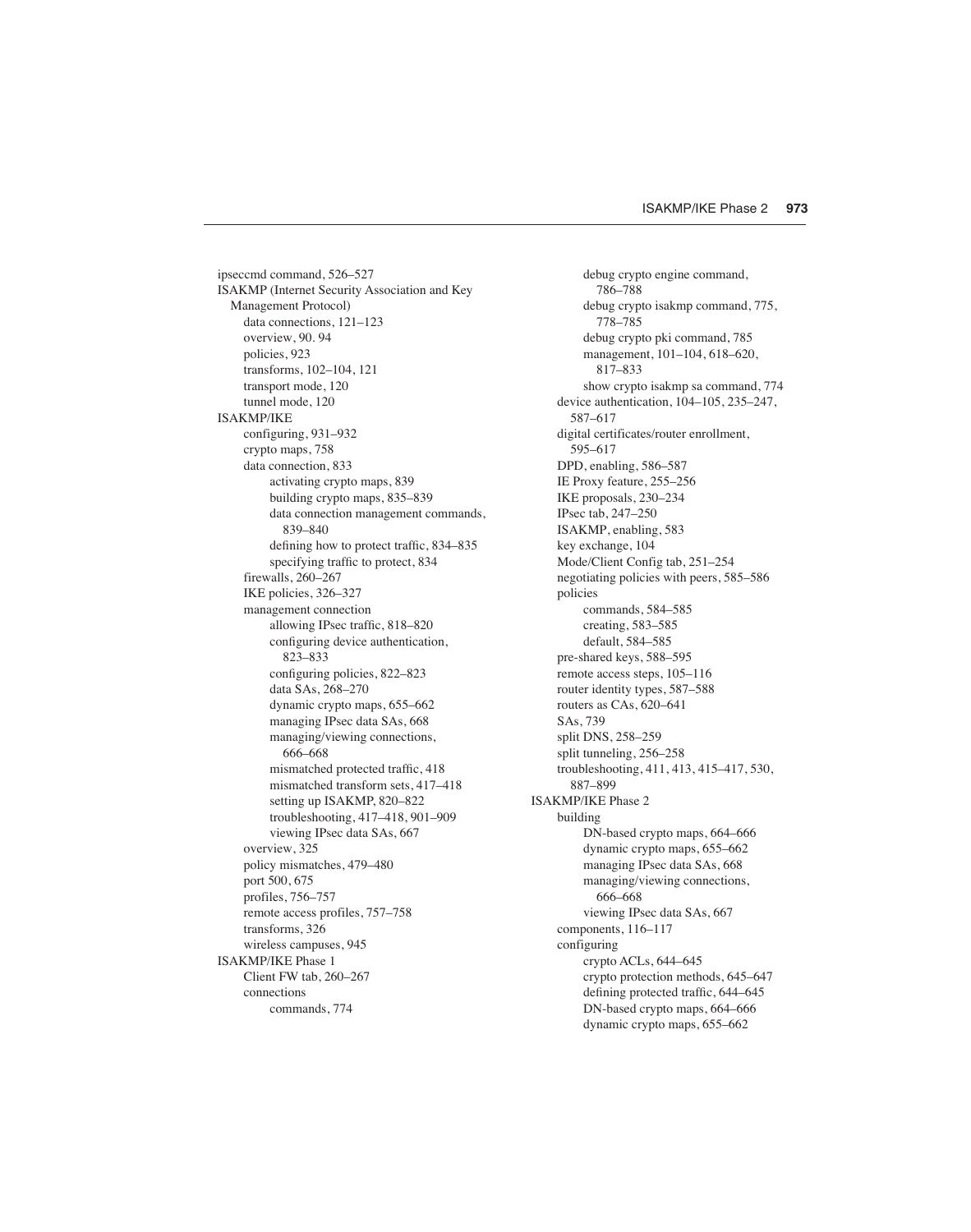ipseccmd command, 526–527
ISAKMP (Internet Security Association and Key Management Protocol)
- data connections, 121–123
- overview, 90. 94
- policies, 923
- transforms, 102–104, 121
- transport mode, 120
- tunnel mode, 120

ISAKMP/IKE
- configuring, 931–932
- crypto maps, 758
- data connection, 833
  - activating crypto maps, 839
  - building crypto maps, 835–839
  - data connection management commands, 839–840
  - defining how to protect traffic, 834–835
  - specifying traffic to protect, 834
- firewalls, 260–267
- IKE policies, 326–327
- management connection
  - allowing IPsec traffic, 818–820
  - configuring device authentication, 823–833
  - configuring policies, 822–823
  - data SAs, 268–270
  - dynamic crypto maps, 655–662
  - managing IPsec data SAs, 668
  - managing/viewing connections, 666–668
  - mismatched protected traffic, 418
  - mismatched transform sets, 417–418
  - setting up ISAKMP, 820–822
  - troubleshooting, 417–418, 901–909
  - viewing IPsec data SAs, 667
- overview, 325
- policy mismatches, 479–480
- port 500, 675
- profiles, 756–757
- remote access profiles, 757–758
- transforms, 326
- wireless campuses, 945

ISAKMP/IKE Phase 1
- Client FW tab, 260–267
- connections
  - commands, 774
  - debug crypto engine command, 786–788
  - debug crypto isakmp command, 775, 778–785
  - debug crypto pki command, 785
  - management, 101–104, 618–620, 817–833
  - show crypto isakmp sa command, 774
- device authentication, 104–105, 235–247, 587–617
- digital certificates/router enrollment, 595–617
- DPD, enabling, 586–587
- IE Proxy feature, 255–256
- IKE proposals, 230–234
- IPsec tab, 247–250
- ISAKMP, enabling, 583
- key exchange, 104
- Mode/Client Config tab, 251–254
- negotiating policies with peers, 585–586
- policies
  - commands, 584–585
  - creating, 583–585
  - default, 584–585
- pre-shared keys, 588–595
- remote access steps, 105–116
- router identity types, 587–588
- routers as CAs, 620–641
- SAs, 739
- split DNS, 258–259
- split tunneling, 256–258
- troubleshooting, 411, 413, 415–417, 530, 887–899

ISAKMP/IKE Phase 2
- building
  - DN-based crypto maps, 664–666
  - dynamic crypto maps, 655–662
  - managing IPsec data SAs, 668
  - managing/viewing connections, 666–668
  - viewing IPsec data SAs, 667
- components, 116–117
- configuring
  - crypto ACLs, 644–645
  - crypto protection methods, 645–647
  - defining protected traffic, 644–645
  - DN-based crypto maps, 664–666
  - dynamic crypto maps, 655–662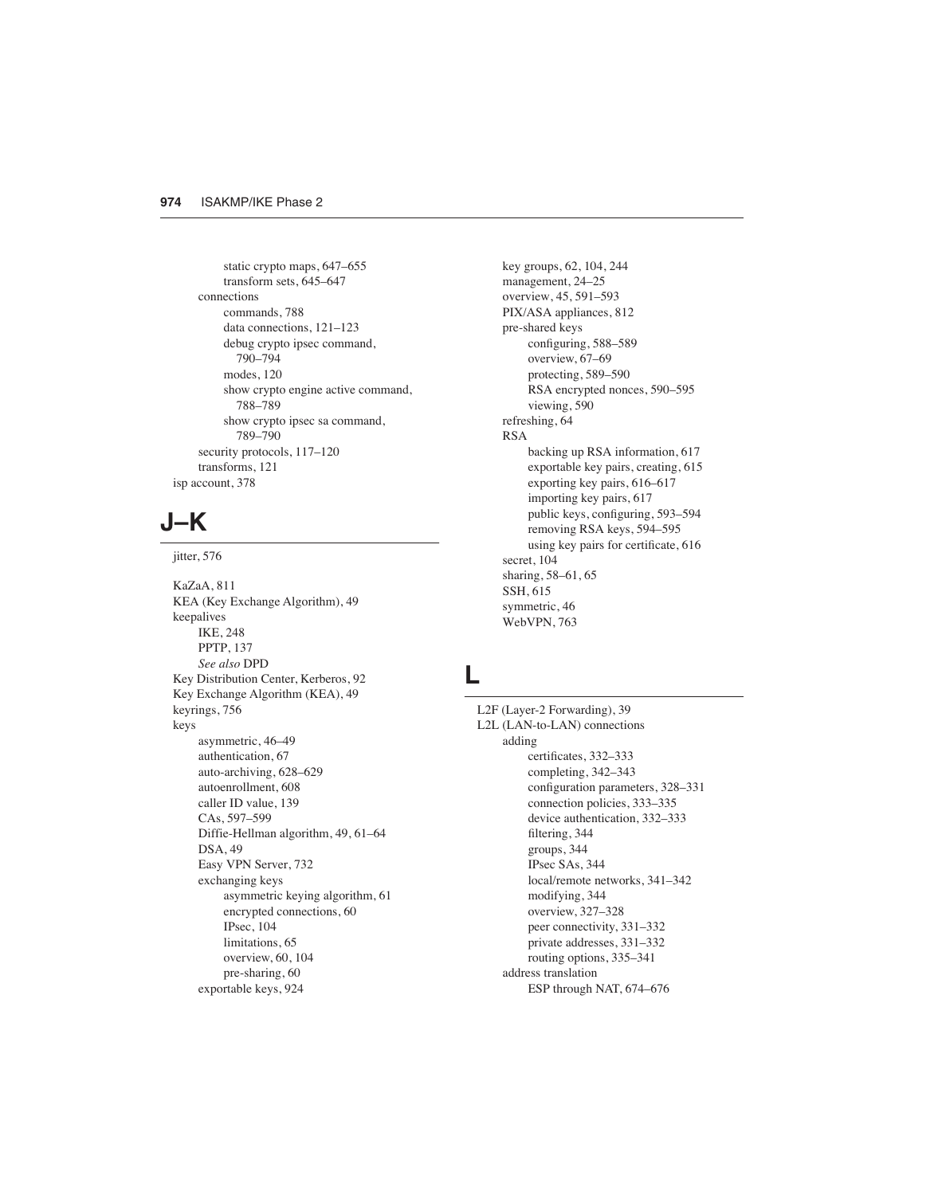static crypto maps, 647–655
transform sets, 645–647
connections
commands, 788
data connections, 121–123
debug crypto ipsec command, 790–794
modes, 120
show crypto engine active command, 788–789
show crypto ipsec sa command, 789–790
security protocols, 117–120
transforms, 121
isp account, 378

## J–K

jitter, 576

KaZaA, 811
KEA (Key Exchange Algorithm), 49
keepalives
IKE, 248
PPTP, 137
*See also* DPD
Key Distribution Center, Kerberos, 92
Key Exchange Algorithm (KEA), 49
keyrings, 756
keys
asymmetric, 46–49
authentication, 67
auto-archiving, 628–629
autoenrollment, 608
caller ID value, 139
CAs, 597–599
Diffie-Hellman algorithm, 49, 61–64
DSA, 49
Easy VPN Server, 732
exchanging keys
asymmetric keying algorithm, 61
encrypted connections, 60
IPsec, 104
limitations, 65
overview, 60, 104
pre-sharing, 60
exportable keys, 924
key groups, 62, 104, 244
management, 24–25
overview, 45, 591–593
PIX/ASA appliances, 812
pre-shared keys
configuring, 588–589
overview, 67–69
protecting, 589–590
RSA encrypted nonces, 590–595
viewing, 590
refreshing, 64
RSA
backing up RSA information, 617
exportable key pairs, creating, 615
exporting key pairs, 616–617
importing key pairs, 617
public keys, configuring, 593–594
removing RSA keys, 594–595
using key pairs for certificate, 616
secret, 104
sharing, 58–61, 65
SSH, 615
symmetric, 46
WebVPN, 763

## L

L2F (Layer-2 Forwarding), 39
L2L (LAN-to-LAN) connections
adding
certificates, 332–333
completing, 342–343
configuration parameters, 328–331
connection policies, 333–335
device authentication, 332–333
filtering, 344
groups, 344
IPsec SAs, 344
local/remote networks, 341–342
modifying, 344
overview, 327–328
peer connectivity, 331–332
private addresses, 331–332
routing options, 335–341
address translation
ESP through NAT, 674–676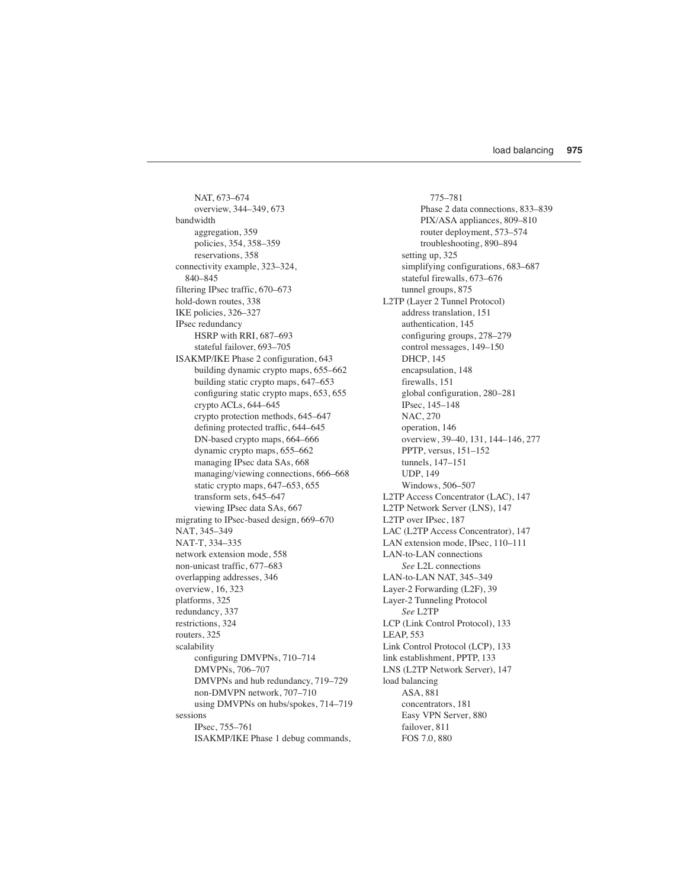NAT, 673–674
overview, 344–349, 673

bandwidth
- aggregation, 359
- policies, 354, 358–359
- reservations, 358

connectivity example, 323–324, 840–845

filtering IPsec traffic, 670–673

hold-down routes, 338

IKE policies, 326–327

IPsec redundancy
- HSRP with RRI, 687–693
- stateful failover, 693–705

ISAKMP/IKE Phase 2 configuration, 643
- building dynamic crypto maps, 655–662
- building static crypto maps, 647–653
- configuring static crypto maps, 653, 655
- crypto ACLs, 644–645
- crypto protection methods, 645–647
- defining protected traffic, 644–645
- DN-based crypto maps, 664–666
- dynamic crypto maps, 655–662
- managing IPsec data SAs, 668
- managing/viewing connections, 666–668
- static crypto maps, 647–653, 655
- transform sets, 645–647
- viewing IPsec data SAs, 667

migrating to IPsec-based design, 669–670

NAT, 345–349

NAT-T, 334–335

network extension mode, 558

non-unicast traffic, 677–683

overlapping addresses, 346

overview, 16, 323

platforms, 325

redundancy, 337

restrictions, 324

routers, 325

scalability
- configuring DMVPNs, 710–714
- DMVPNs, 706–707
- DMVPNs and hub redundancy, 719–729
- non-DMVPN network, 707–710
- using DMVPNs on hubs/spokes, 714–719

sessions
- IPsec, 755–761
- ISAKMP/IKE Phase 1 debug commands, 775–781
- Phase 2 data connections, 833–839
- PIX/ASA appliances, 809–810
- router deployment, 573–574
- troubleshooting, 890–894

setting up, 325

simplifying configurations, 683–687

stateful firewalls, 673–676

tunnel groups, 875

L2TP (Layer 2 Tunnel Protocol)
- address translation, 151
- authentication, 145
- configuring groups, 278–279
- control messages, 149–150
- DHCP, 145
- encapsulation, 148
- firewalls, 151
- global configuration, 280–281
- IPsec, 145–148
- NAC, 270
- operation, 146
- overview, 39–40, 131, 144–146, 277
- PPTP, versus, 151–152
- tunnels, 147–151
- UDP, 149
- Windows, 506–507

L2TP Access Concentrator (LAC), 147

L2TP Network Server (LNS), 147

L2TP over IPsec, 187

LAC (L2TP Access Concentrator), 147

LAN extension mode, IPsec, 110–111

LAN-to-LAN connections
- *See* L2L connections

LAN-to-LAN NAT, 345–349

Layer-2 Forwarding (L2F), 39

Layer-2 Tunneling Protocol
- *See* L2TP

LCP (Link Control Protocol), 133

LEAP, 553

Link Control Protocol (LCP), 133

link establishment, PPTP, 133

LNS (L2TP Network Server), 147

load balancing
- ASA, 881
- concentrators, 181
- Easy VPN Server, 880
- failover, 811
- FOS 7.0, 880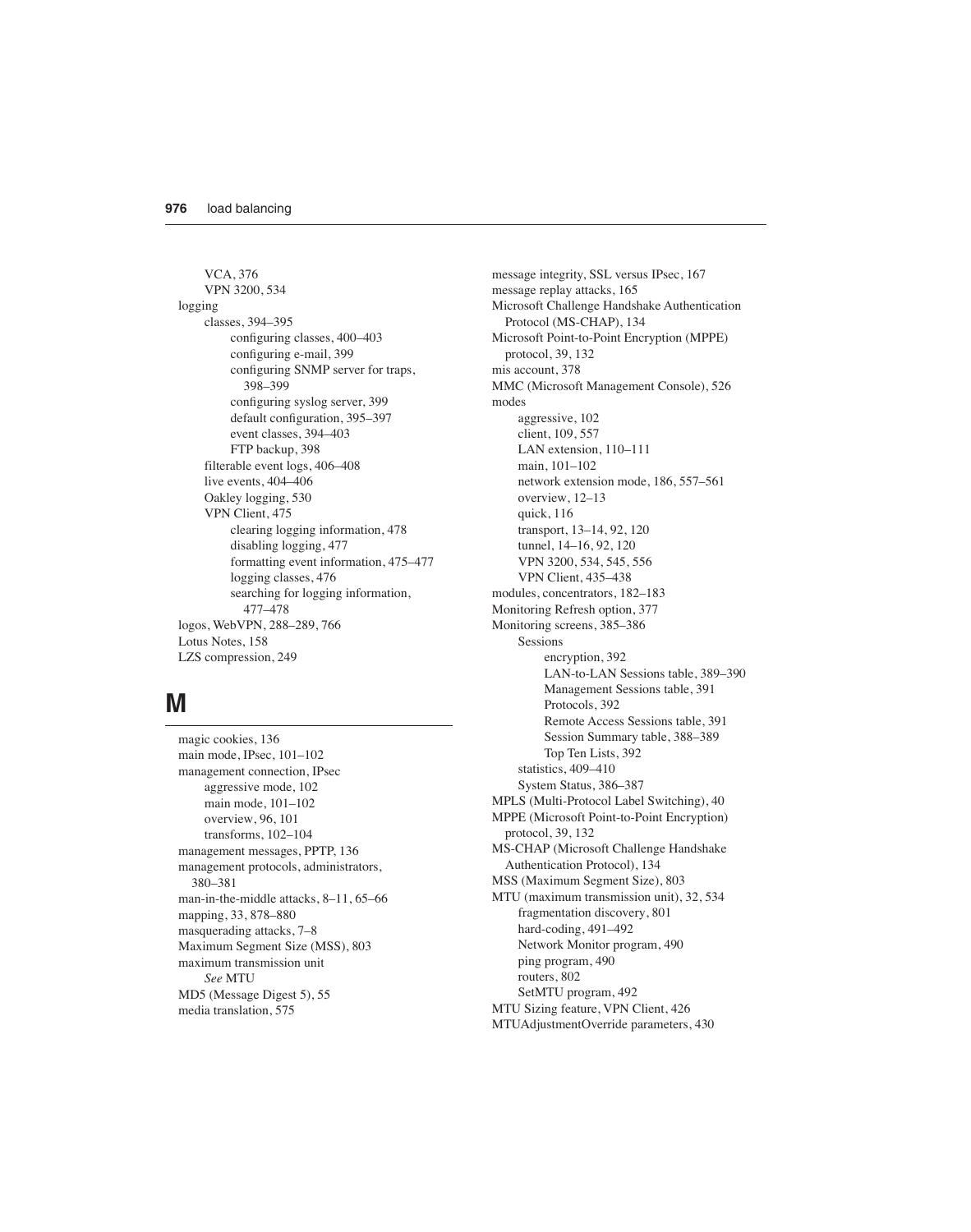- VCA, 376
- VPN 3200, 534

logging
- classes, 394–395
  - configuring classes, 400–403
  - configuring e-mail, 399
  - configuring SNMP server for traps, 398–399
  - configuring syslog server, 399
  - default configuration, 395–397
  - event classes, 394–403
  - FTP backup, 398
- filterable event logs, 406–408
- live events, 404–406
- Oakley logging, 530
- VPN Client, 475
  - clearing logging information, 478
  - disabling logging, 477
  - formatting event information, 475–477
  - logging classes, 476
  - searching for logging information, 477–478

logos, WebVPN, 288–289, 766

Lotus Notes, 158

LZS compression, 249

## M

magic cookies, 136

main mode, IPsec, 101–102

management connection, IPsec
- aggressive mode, 102
- main mode, 101–102
- overview, 96, 101
- transforms, 102–104

management messages, PPTP, 136

management protocols, administrators, 380–381

man-in-the-middle attacks, 8–11, 65–66

mapping, 33, 878–880

masquerading attacks, 7–8

Maximum Segment Size (MSS), 803

maximum transmission unit
- *See* MTU

MD5 (Message Digest 5), 55

media translation, 575

message integrity, SSL versus IPsec, 167

message replay attacks, 165

Microsoft Challenge Handshake Authentication Protocol (MS-CHAP), 134

Microsoft Point-to-Point Encryption (MPPE) protocol, 39, 132

mis account, 378

MMC (Microsoft Management Console), 526

modes
- aggressive, 102
- client, 109, 557
- LAN extension, 110–111
- main, 101–102
- network extension mode, 186, 557–561
- overview, 12–13
- quick, 116
- transport, 13–14, 92, 120
- tunnel, 14–16, 92, 120
- VPN 3200, 534, 545, 556
- VPN Client, 435–438

modules, concentrators, 182–183

Monitoring Refresh option, 377

Monitoring screens, 385–386
- Sessions
  - encryption, 392
  - LAN-to-LAN Sessions table, 389–390
  - Management Sessions table, 391
  - Protocols, 392
  - Remote Access Sessions table, 391
  - Session Summary table, 388–389
  - Top Ten Lists, 392
- statistics, 409–410
- System Status, 386–387

MPLS (Multi-Protocol Label Switching), 40

MPPE (Microsoft Point-to-Point Encryption) protocol, 39, 132

MS-CHAP (Microsoft Challenge Handshake Authentication Protocol), 134

MSS (Maximum Segment Size), 803

MTU (maximum transmission unit), 32, 534
- fragmentation discovery, 801
- hard-coding, 491–492
- Network Monitor program, 490
- ping program, 490
- routers, 802
- SetMTU program, 492

MTU Sizing feature, VPN Client, 426

MTUAdjustmentOverride parameters, 430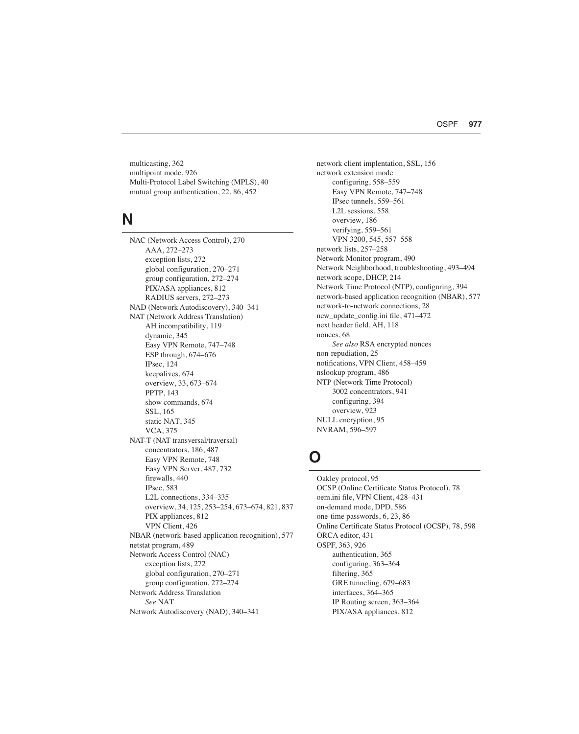multicasting, 362
multipoint mode, 926
Multi-Protocol Label Switching (MPLS), 40
mutual group authentication, 22, 86, 452

## N

NAC (Network Access Control), 270
- AAA, 272–273
- exception lists, 272
- global configuration, 270–271
- group configuration, 272–274
- PIX/ASA appliances, 812
- RADIUS servers, 272–273

NAD (Network Autodiscovery), 340–341
NAT (Network Address Translation)
- AH incompatibility, 119
- dynamic, 345
- Easy VPN Remote, 747–748
- ESP through, 674–676
- IPsec, 124
- keepalives, 674
- overview, 33, 673–674
- PPTP, 143
- show commands, 674
- SSL, 165
- static NAT, 345
- VCA, 375

NAT-T (NAT transversal/traversal)
- concentrators, 186, 487
- Easy VPN Remote, 748
- Easy VPN Server, 487, 732
- firewalls, 440
- IPsec, 583
- L2L connections, 334–335
- overview, 34, 125, 253–254, 673–674, 821, 837
- PIX appliances, 812
- VPN Client, 426

NBAR (network-based application recognition), 577
netstat program, 489
Network Access Control (NAC)
- exception lists, 272
- global configuration, 270–271
- group configuration, 272–274

Network Address Translation
- *See* NAT

Network Autodiscovery (NAD), 340–341
network client implentation, SSL, 156
network extension mode
- configuring, 558–559
- Easy VPN Remote, 747–748
- IPsec tunnels, 559–561
- L2L sessions, 558
- overview, 186
- verifying, 559–561
- VPN 3200, 545, 557–558

network lists, 257–258
Network Monitor program, 490
Network Neighborhood, troubleshooting, 493–494
network scope, DHCP, 214
Network Time Protocol (NTP), configuring, 394
network-based application recognition (NBAR), 577
network-to-network connections, 28
new_update_config.ini file, 471–472
next header field, AH, 118
nonces, 68
- *See also* RSA encrypted nonces

non-repudiation, 25
notifications, VPN Client, 458–459
nslookup program, 486
NTP (Network Time Protocol)
- 3002 concentrators, 941
- configuring, 394
- overview, 923

NULL encryption, 95
NVRAM, 596–597

## O

Oakley protocol, 95
OCSP (Online Certificate Status Protocol), 78
oem.ini file, VPN Client, 428–431
on-demand mode, DPD, 586
one-time passwords, 6, 23, 86
Online Certificate Status Protocol (OCSP), 78, 598
ORCA editor, 431
OSPF, 363, 926
- authentication, 365
- configuring, 363–364
- filtering, 365
- GRE tunneling, 679–683
- interfaces, 364–365
- IP Routing screen, 363–364
- PIX/ASA appliances, 812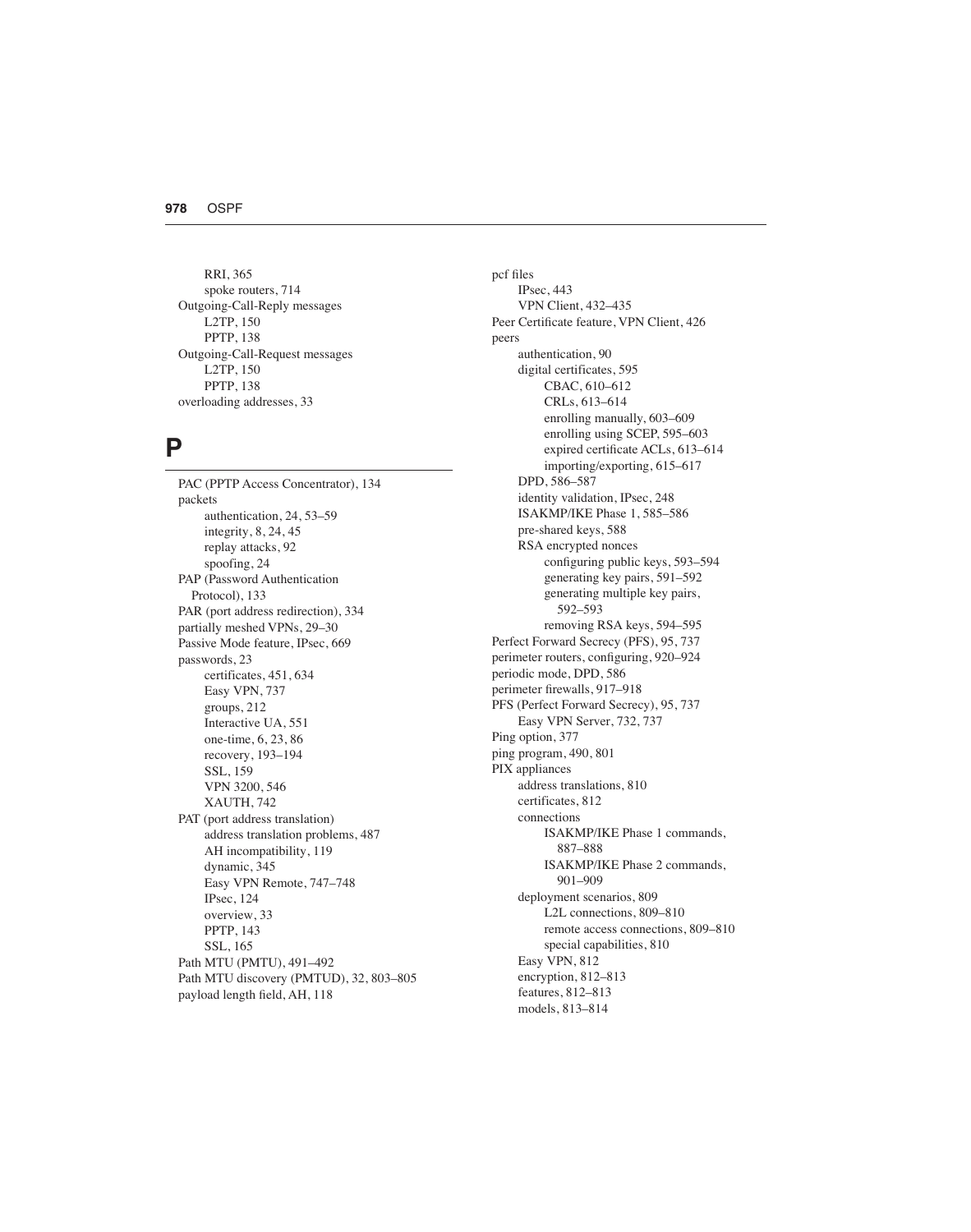RRI, 365
spoke routers, 714
Outgoing-Call-Reply messages
L2TP, 150
PPTP, 138
Outgoing-Call-Request messages
L2TP, 150
PPTP, 138
overloading addresses, 33

## P

PAC (PPTP Access Concentrator), 134
packets
- authentication, 24, 53–59
- integrity, 8, 24, 45
- replay attacks, 92
- spoofing, 24

PAP (Password Authentication Protocol), 133
PAR (port address redirection), 334
partially meshed VPNs, 29–30
Passive Mode feature, IPsec, 669
passwords, 23
- certificates, 451, 634
- Easy VPN, 737
- groups, 212
- Interactive UA, 551
- one-time, 6, 23, 86
- recovery, 193–194
- SSL, 159
- VPN 3200, 546
- XAUTH, 742

PAT (port address translation)
- address translation problems, 487
- AH incompatibility, 119
- dynamic, 345
- Easy VPN Remote, 747–748
- IPsec, 124
- overview, 33
- PPTP, 143
- SSL, 165

Path MTU (PMTU), 491–492
Path MTU discovery (PMTUD), 32, 803–805
payload length field, AH, 118
pcf files
- IPsec, 443
- VPN Client, 432–435

Peer Certificate feature, VPN Client, 426
peers
- authentication, 90
- digital certificates, 595
  - CBAC, 610–612
  - CRLs, 613–614
  - enrolling manually, 603–609
  - enrolling using SCEP, 595–603
  - expired certificate ACLs, 613–614
  - importing/exporting, 615–617
- DPD, 586–587
- identity validation, IPsec, 248
- ISAKMP/IKE Phase 1, 585–586
- pre-shared keys, 588
- RSA encrypted nonces
  - configuring public keys, 593–594
  - generating key pairs, 591–592
  - generating multiple key pairs, 592–593
  - removing RSA keys, 594–595

Perfect Forward Secrecy (PFS), 95, 737
perimeter routers, configuring, 920–924
periodic mode, DPD, 586
perimeter firewalls, 917–918
PFS (Perfect Forward Secrecy), 95, 737
- Easy VPN Server, 732, 737

Ping option, 377
ping program, 490, 801
PIX appliances
- address translations, 810
- certificates, 812
- connections
  - ISAKMP/IKE Phase 1 commands, 887–888
  - ISAKMP/IKE Phase 2 commands, 901–909
- deployment scenarios, 809
  - L2L connections, 809–810
  - remote access connections, 809–810
  - special capabilities, 810
- Easy VPN, 812
- encryption, 812–813
- features, 812–813
- models, 813–814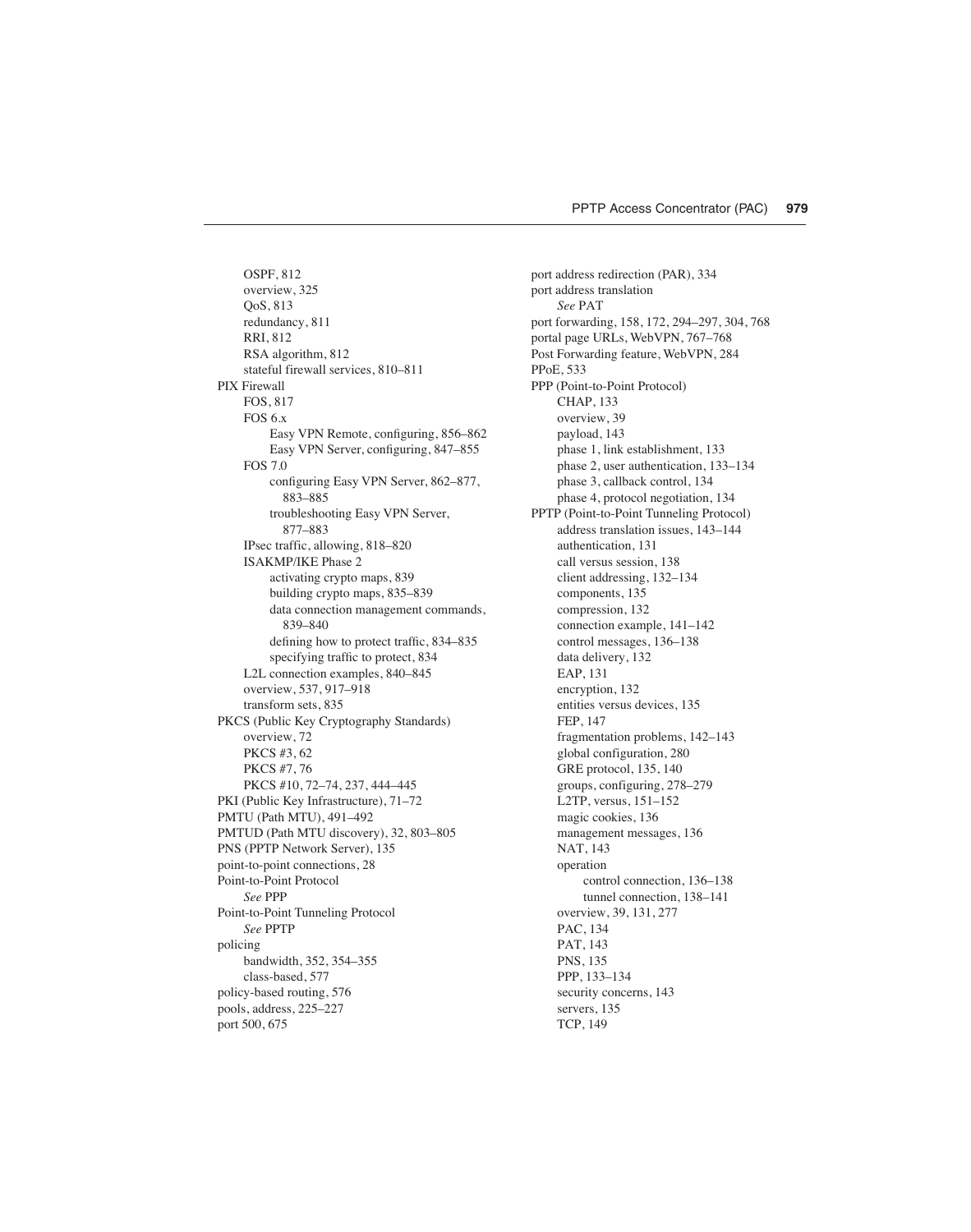- OSPF, 812
- overview, 325
- QoS, 813
- redundancy, 811
- RRI, 812
- RSA algorithm, 812
- stateful firewall services, 810–811

PIX Firewall
- FOS, 817
- FOS 6.x
  - Easy VPN Remote, configuring, 856–862
  - Easy VPN Server, configuring, 847–855
- FOS 7.0
  - configuring Easy VPN Server, 862–877, 883–885
  - troubleshooting Easy VPN Server, 877–883
- IPsec traffic, allowing, 818–820
- ISAKMP/IKE Phase 2
  - activating crypto maps, 839
  - building crypto maps, 835–839
  - data connection management commands, 839–840
  - defining how to protect traffic, 834–835
  - specifying traffic to protect, 834
- L2L connection examples, 840–845
- overview, 537, 917–918
- transform sets, 835

PKCS (Public Key Cryptography Standards)
- overview, 72
- PKCS #3, 62
- PKCS #7, 76
- PKCS #10, 72–74, 237, 444–445

PKI (Public Key Infrastructure), 71–72

PMTU (Path MTU), 491–492

PMTUD (Path MTU discovery), 32, 803–805

PNS (PPTP Network Server), 135

point-to-point connections, 28

Point-to-Point Protocol
- *See* PPP

Point-to-Point Tunneling Protocol
- *See* PPTP

policing
- bandwidth, 352, 354–355
- class-based, 577

policy-based routing, 576

pools, address, 225–227

port 500, 675

port address redirection (PAR), 334

port address translation
- *See* PAT

port forwarding, 158, 172, 294–297, 304, 768

portal page URLs, WebVPN, 767–768

Post Forwarding feature, WebVPN, 284

PPoE, 533

PPP (Point-to-Point Protocol)
- CHAP, 133
- overview, 39
- payload, 143
- phase 1, link establishment, 133
- phase 2, user authentication, 133–134
- phase 3, callback control, 134
- phase 4, protocol negotiation, 134

PPTP (Point-to-Point Tunneling Protocol)
- address translation issues, 143–144
- authentication, 131
- call versus session, 138
- client addressing, 132–134
- components, 135
- compression, 132
- connection example, 141–142
- control messages, 136–138
- data delivery, 132
- EAP, 131
- encryption, 132
- entities versus devices, 135
- FEP, 147
- fragmentation problems, 142–143
- global configuration, 280
- GRE protocol, 135, 140
- groups, configuring, 278–279
- L2TP, versus, 151–152
- magic cookies, 136
- management messages, 136
- NAT, 143
- operation
  - control connection, 136–138
  - tunnel connection, 138–141
- overview, 39, 131, 277
- PAC, 134
- PAT, 143
- PNS, 135
- PPP, 133–134
- security concerns, 143
- servers, 135
- TCP, 149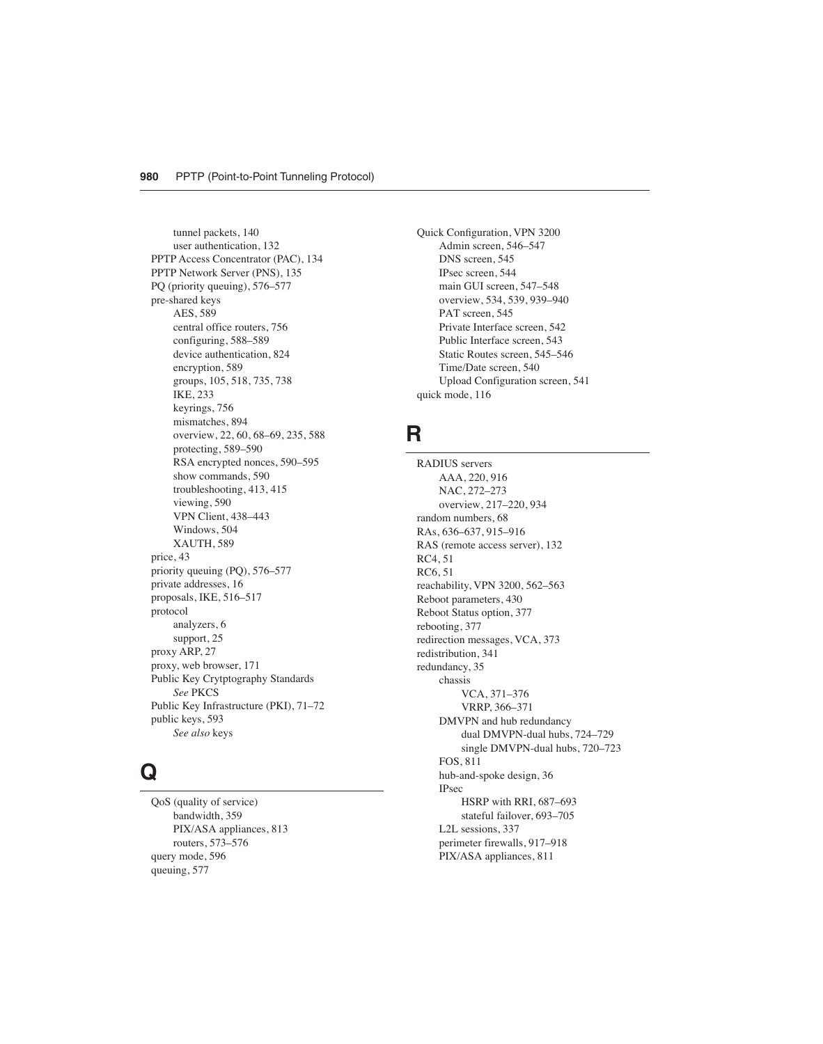tunnel packets, 140
user authentication, 132

PPTP Access Concentrator (PAC), 134
PPTP Network Server (PNS), 135
PQ (priority queuing), 576–577
pre-shared keys
- AES, 589
- central office routers, 756
- configuring, 588–589
- device authentication, 824
- encryption, 589
- groups, 105, 518, 735, 738
- IKE, 233
- keyrings, 756
- mismatches, 894
- overview, 22, 60, 68–69, 235, 588
- protecting, 589–590
- RSA encrypted nonces, 590–595
- show commands, 590
- troubleshooting, 413, 415
- viewing, 590
- VPN Client, 438–443
- Windows, 504
- XAUTH, 589

price, 43
priority queuing (PQ), 576–577
private addresses, 16
proposals, IKE, 516–517
protocol
- analyzers, 6
- support, 25

proxy ARP, 27
proxy, web browser, 171
Public Key Crytptography Standards
- *See* PKCS

Public Key Infrastructure (PKI), 71–72
public keys, 593
- *See also* keys

# Q

QoS (quality of service)
- bandwidth, 359
- PIX/ASA appliances, 813
- routers, 573–576

query mode, 596
queuing, 577
Quick Configuration, VPN 3200
- Admin screen, 546–547
- DNS screen, 545
- IPsec screen, 544
- main GUI screen, 547–548
- overview, 534, 539, 939–940
- PAT screen, 545
- Private Interface screen, 542
- Public Interface screen, 543
- Static Routes screen, 545–546
- Time/Date screen, 540
- Upload Configuration screen, 541

quick mode, 116

# R

RADIUS servers
- AAA, 220, 916
- NAC, 272–273
- overview, 217–220, 934

random numbers, 68
RAs, 636–637, 915–916
RAS (remote access server), 132
RC4, 51
RC6, 51
reachability, VPN 3200, 562–563
Reboot parameters, 430
Reboot Status option, 377
rebooting, 377
redirection messages, VCA, 373
redistribution, 341
redundancy, 35
- chassis
  - VCA, 371–376
  - VRRP, 366–371
- DMVPN and hub redundancy
  - dual DMVPN-dual hubs, 724–729
  - single DMVPN-dual hubs, 720–723
- FOS, 811
- hub-and-spoke design, 36
- IPsec
  - HSRP with RRI, 687–693
  - stateful failover, 693–705
- L2L sessions, 337
- perimeter firewalls, 917–918
- PIX/ASA appliances, 811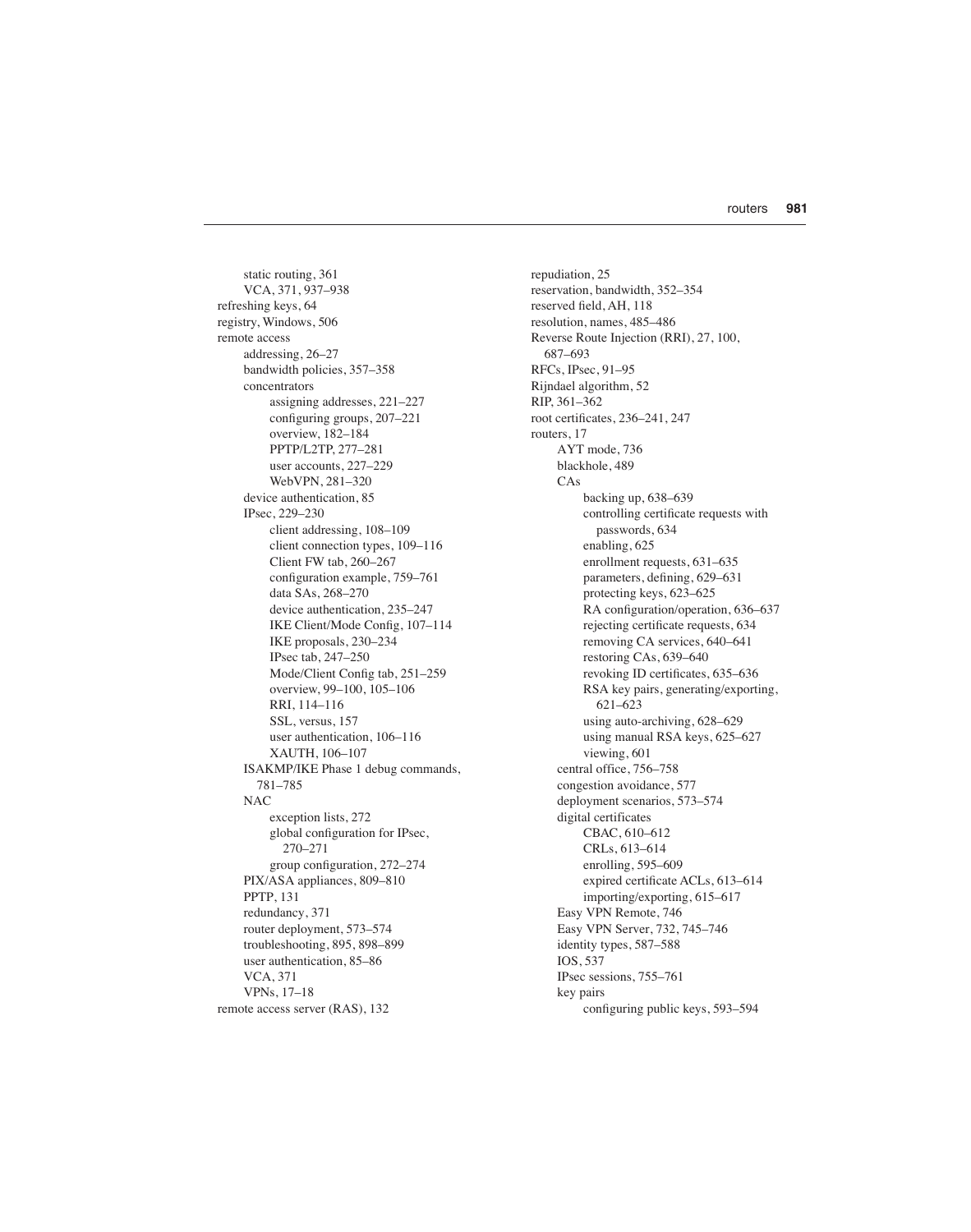- static routing, 361
  - VCA, 371, 937–938
- refreshing keys, 64
- registry, Windows, 506
- remote access
  - addressing, 26–27
  - bandwidth policies, 357–358
  - concentrators
    - assigning addresses, 221–227
    - configuring groups, 207–221
    - overview, 182–184
    - PPTP/L2TP, 277–281
    - user accounts, 227–229
    - WebVPN, 281–320
  - device authentication, 85
  - IPsec, 229–230
    - client addressing, 108–109
    - client connection types, 109–116
    - Client FW tab, 260–267
    - configuration example, 759–761
    - data SAs, 268–270
    - device authentication, 235–247
    - IKE Client/Mode Config, 107–114
    - IKE proposals, 230–234
    - IPsec tab, 247–250
    - Mode/Client Config tab, 251–259
    - overview, 99–100, 105–106
    - RRI, 114–116
    - SSL, versus, 157
    - user authentication, 106–116
    - XAUTH, 106–107
  - ISAKMP/IKE Phase 1 debug commands, 781–785
  - NAC
    - exception lists, 272
    - global configuration for IPsec, 270–271
    - group configuration, 272–274
  - PIX/ASA appliances, 809–810
  - PPTP, 131
  - redundancy, 371
  - router deployment, 573–574
  - troubleshooting, 895, 898–899
  - user authentication, 85–86
  - VCA, 371
  - VPNs, 17–18
- remote access server (RAS), 132
- repudiation, 25
- reservation, bandwidth, 352–354
- reserved field, AH, 118
- resolution, names, 485–486
- Reverse Route Injection (RRI), 27, 100, 687–693
- RFCs, IPsec, 91–95
- Rijndael algorithm, 52
- RIP, 361–362
- root certificates, 236–241, 247
- routers, 17
  - AYT mode, 736
  - blackhole, 489
  - CAs
    - backing up, 638–639
    - controlling certificate requests with passwords, 634
    - enabling, 625
    - enrollment requests, 631–635
    - parameters, defining, 629–631
    - protecting keys, 623–625
    - RA configuration/operation, 636–637
    - rejecting certificate requests, 634
    - removing CA services, 640–641
    - restoring CAs, 639–640
    - revoking ID certificates, 635–636
    - RSA key pairs, generating/exporting, 621–623
    - using auto-archiving, 628–629
    - using manual RSA keys, 625–627
    - viewing, 601
  - central office, 756–758
  - congestion avoidance, 577
  - deployment scenarios, 573–574
  - digital certificates
    - CBAC, 610–612
    - CRLs, 613–614
    - enrolling, 595–609
    - expired certificate ACLs, 613–614
    - importing/exporting, 615–617
  - Easy VPN Remote, 746
  - Easy VPN Server, 732, 745–746
  - identity types, 587–588
  - IOS, 537
  - IPsec sessions, 755–761
  - key pairs
    - configuring public keys, 593–594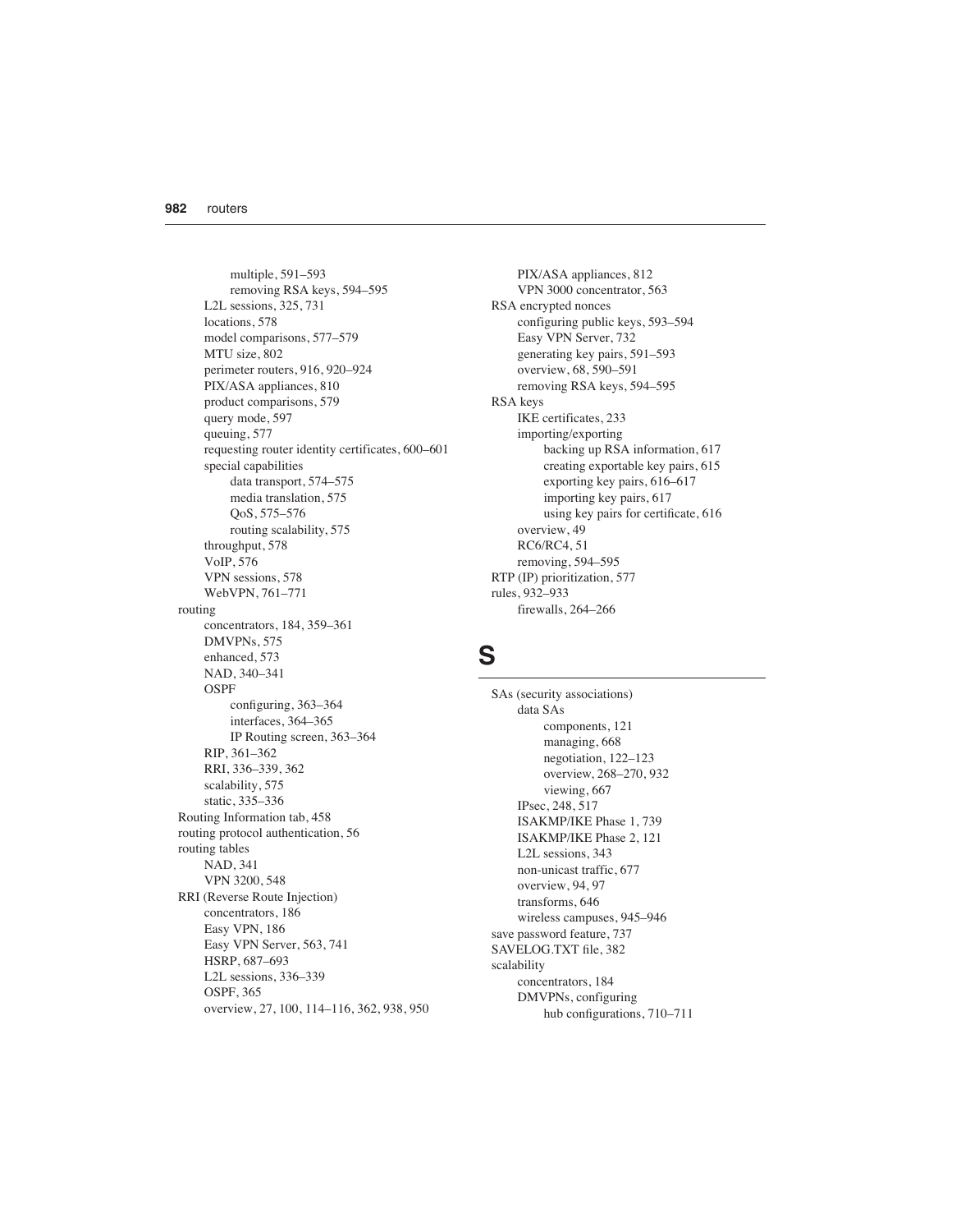multiple, 591–593
removing RSA keys, 594–595
L2L sessions, 325, 731
locations, 578
model comparisons, 577–579
MTU size, 802
perimeter routers, 916, 920–924
PIX/ASA appliances, 810
product comparisons, 579
query mode, 597
queuing, 577
requesting router identity certificates, 600–601
special capabilities
data transport, 574–575
media translation, 575
QoS, 575–576
routing scalability, 575
throughput, 578
VoIP, 576
VPN sessions, 578
WebVPN, 761–771

routing
concentrators, 184, 359–361
DMVPNs, 575
enhanced, 573
NAD, 340–341
OSPF
configuring, 363–364
interfaces, 364–365
IP Routing screen, 363–364
RIP, 361–362
RRI, 336–339, 362
scalability, 575
static, 335–336

Routing Information tab, 458

routing protocol authentication, 56

routing tables
NAD, 341
VPN 3200, 548

RRI (Reverse Route Injection)
concentrators, 186
Easy VPN, 186
Easy VPN Server, 563, 741
HSRP, 687–693
L2L sessions, 336–339
OSPF, 365
overview, 27, 100, 114–116, 362, 938, 950
PIX/ASA appliances, 812
VPN 3000 concentrator, 563

RSA encrypted nonces
configuring public keys, 593–594
Easy VPN Server, 732
generating key pairs, 591–593
overview, 68, 590–591
removing RSA keys, 594–595

RSA keys
IKE certificates, 233
importing/exporting
backing up RSA information, 617
creating exportable key pairs, 615
exporting key pairs, 616–617
importing key pairs, 617
using key pairs for certificate, 616
overview, 49
RC6/RC4, 51
removing, 594–595

RTP (IP) prioritization, 577

rules, 932–933
firewalls, 264–266

# S

SAs (security associations)
data SAs
components, 121
managing, 668
negotiation, 122–123
overview, 268–270, 932
viewing, 667
IPsec, 248, 517
ISAKMP/IKE Phase 1, 739
ISAKMP/IKE Phase 2, 121
L2L sessions, 343
non-unicast traffic, 677
overview, 94, 97
transforms, 646
wireless campuses, 945–946

save password feature, 737

SAVELOG.TXT file, 382

scalability
concentrators, 184
DMVPNs, configuring
hub configurations, 710–711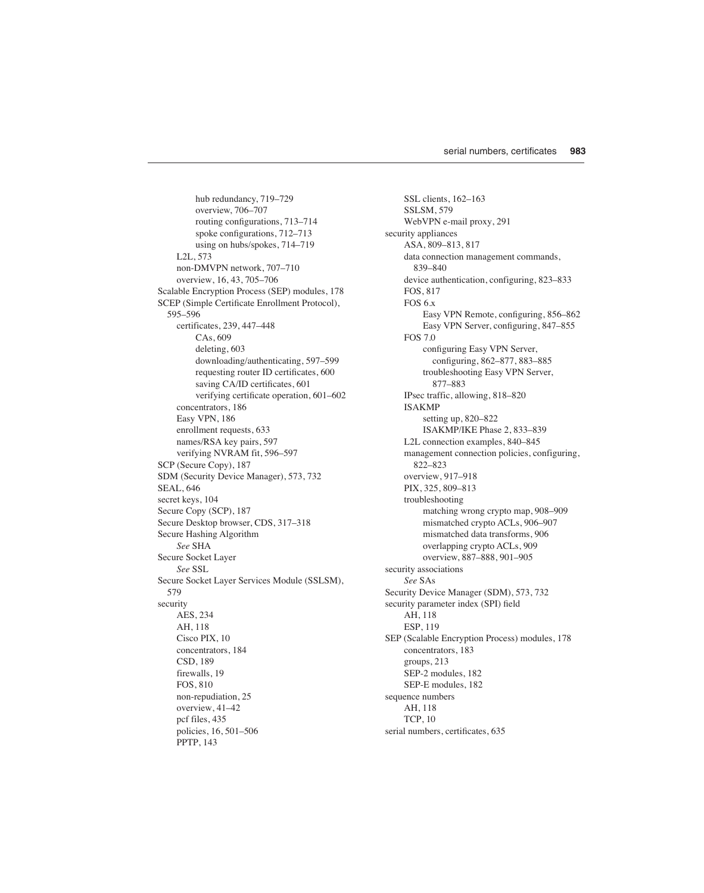- hub redundancy, 719–729
  - overview, 706–707
  - routing configurations, 713–714
  - spoke configurations, 712–713
  - using on hubs/spokes, 714–719
- L2L, 573
- non-DMVPN network, 707–710
- overview, 16, 43, 705–706

Scalable Encryption Process (SEP) modules, 178

SCEP (Simple Certificate Enrollment Protocol), 595–596

- certificates, 239, 447–448
  - CAs, 609
  - deleting, 603
  - downloading/authenticating, 597–599
  - requesting router ID certificates, 600
  - saving CA/ID certificates, 601
  - verifying certificate operation, 601–602
- concentrators, 186
- Easy VPN, 186
- enrollment requests, 633
- names/RSA key pairs, 597
- verifying NVRAM fit, 596–597

SCP (Secure Copy), 187

SDM (Security Device Manager), 573, 732

SEAL, 646

secret keys, 104

Secure Copy (SCP), 187

Secure Desktop browser, CDS, 317–318

Secure Hashing Algorithm
- *See* SHA

Secure Socket Layer
- *See* SSL

Secure Socket Layer Services Module (SSLSM), 579

security
- AES, 234
- AH, 118
- Cisco PIX, 10
- concentrators, 184
- CSD, 189
- firewalls, 19
- FOS, 810
- non-repudiation, 25
- overview, 41–42
- pcf files, 435
- policies, 16, 501–506
- PPTP, 143
- SSL clients, 162–163
- SSLSM, 579
- WebVPN e-mail proxy, 291

security appliances
- ASA, 809–813, 817
- data connection management commands, 839–840
- device authentication, configuring, 823–833
- FOS, 817
- FOS 6.x
  - Easy VPN Remote, configuring, 856–862
  - Easy VPN Server, configuring, 847–855
- FOS 7.0
  - configuring Easy VPN Server, configuring, 862–877, 883–885
  - troubleshooting Easy VPN Server, 877–883
- IPsec traffic, allowing, 818–820
- ISAKMP
  - setting up, 820–822
  - ISAKMP/IKE Phase 2, 833–839
- L2L connection examples, 840–845
- management connection policies, configuring, 822–823
- overview, 917–918
- PIX, 325, 809–813
- troubleshooting
  - matching wrong crypto map, 908–909
  - mismatched crypto ACLs, 906–907
  - mismatched data transforms, 906
  - overlapping crypto ACLs, 909
  - overview, 887–888, 901–905

security associations
- *See* SAs

Security Device Manager (SDM), 573, 732

security parameter index (SPI) field
- AH, 118
- ESP, 119

SEP (Scalable Encryption Process) modules, 178
- concentrators, 183
- groups, 213
- SEP-2 modules, 182
- SEP-E modules, 182

sequence numbers
- AH, 118
- TCP, 10

serial numbers, certificates, 635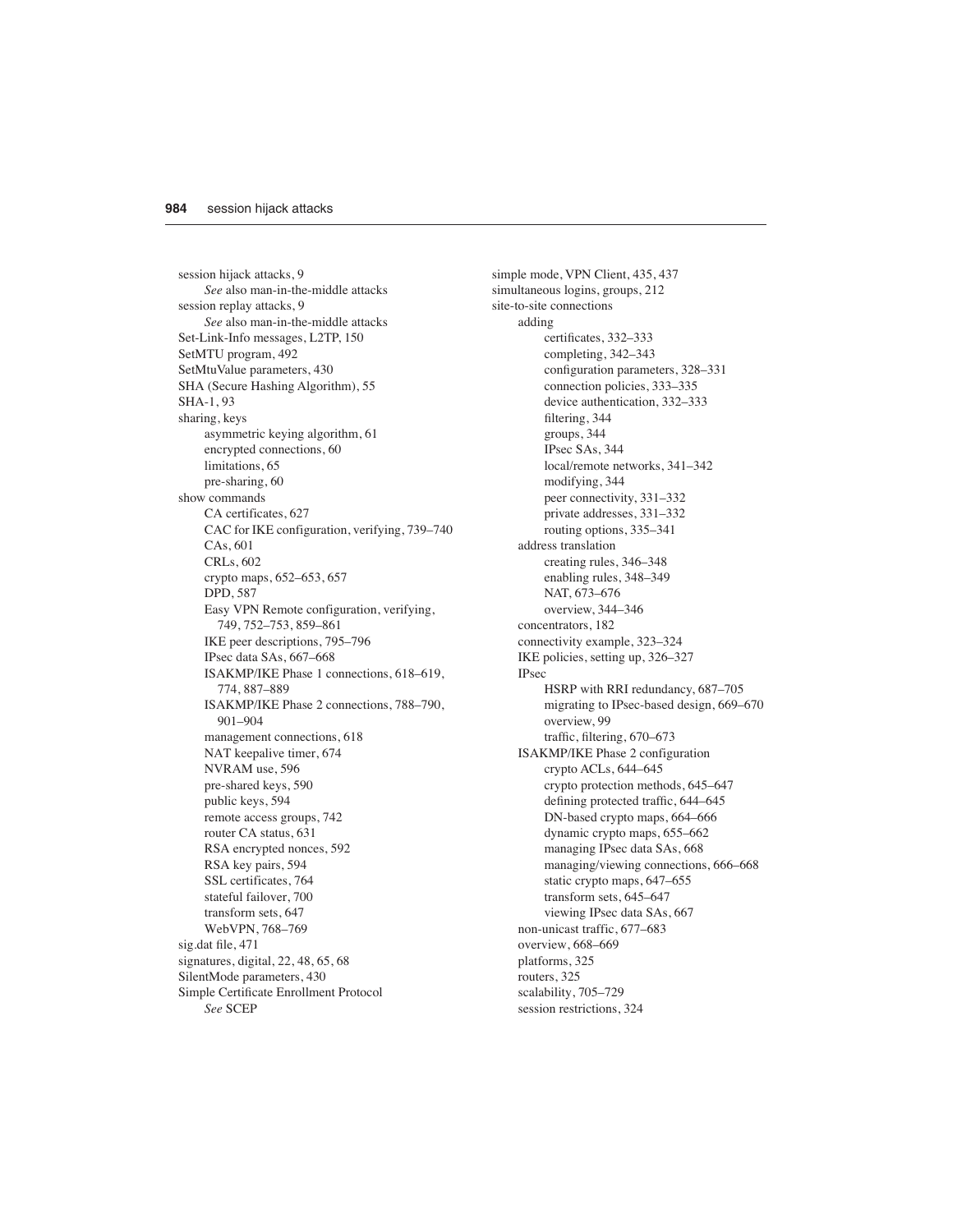session hijack attacks, 9
  *See* also man-in-the-middle attacks
session replay attacks, 9
  *See* also man-in-the-middle attacks
Set-Link-Info messages, L2TP, 150
SetMTU program, 492
SetMtuValue parameters, 430
SHA (Secure Hashing Algorithm), 55
SHA-1, 93
sharing, keys
  asymmetric keying algorithm, 61
  encrypted connections, 60
  limitations, 65
  pre-sharing, 60
show commands
  CA certificates, 627
  CAC for IKE configuration, verifying, 739–740
  CAs, 601
  CRLs, 602
  crypto maps, 652–653, 657
  DPD, 587
  Easy VPN Remote configuration, verifying, 749, 752–753, 859–861
  IKE peer descriptions, 795–796
  IPsec data SAs, 667–668
  ISAKMP/IKE Phase 1 connections, 618–619, 774, 887–889
  ISAKMP/IKE Phase 2 connections, 788–790, 901–904
  management connections, 618
  NAT keepalive timer, 674
  NVRAM use, 596
  pre-shared keys, 590
  public keys, 594
  remote access groups, 742
  router CA status, 631
  RSA encrypted nonces, 592
  RSA key pairs, 594
  SSL certificates, 764
  stateful failover, 700
  transform sets, 647
  WebVPN, 768–769
sig.dat file, 471
signatures, digital, 22, 48, 65, 68
SilentMode parameters, 430
Simple Certificate Enrollment Protocol
  *See* SCEP
simple mode, VPN Client, 435, 437
simultaneous logins, groups, 212
site-to-site connections
  adding
    certificates, 332–333
    completing, 342–343
    configuration parameters, 328–331
    connection policies, 333–335
    device authentication, 332–333
    filtering, 344
    groups, 344
    IPsec SAs, 344
    local/remote networks, 341–342
    modifying, 344
    peer connectivity, 331–332
    private addresses, 331–332
    routing options, 335–341
  address translation
    creating rules, 346–348
    enabling rules, 348–349
    NAT, 673–676
    overview, 344–346
  concentrators, 182
  connectivity example, 323–324
  IKE policies, setting up, 326–327
  IPsec
    HSRP with RRI redundancy, 687–705
    migrating to IPsec-based design, 669–670
    overview, 99
    traffic, filtering, 670–673
  ISAKMP/IKE Phase 2 configuration
    crypto ACLs, 644–645
    crypto protection methods, 645–647
    defining protected traffic, 644–645
    DN-based crypto maps, 664–666
    dynamic crypto maps, 655–662
    managing IPsec data SAs, 668
    managing/viewing connections, 666–668
    static crypto maps, 647–655
    transform sets, 645–647
    viewing IPsec data SAs, 667
  non-unicast traffic, 677–683
  overview, 668–669
  platforms, 325
  routers, 325
  scalability, 705–729
  session restrictions, 324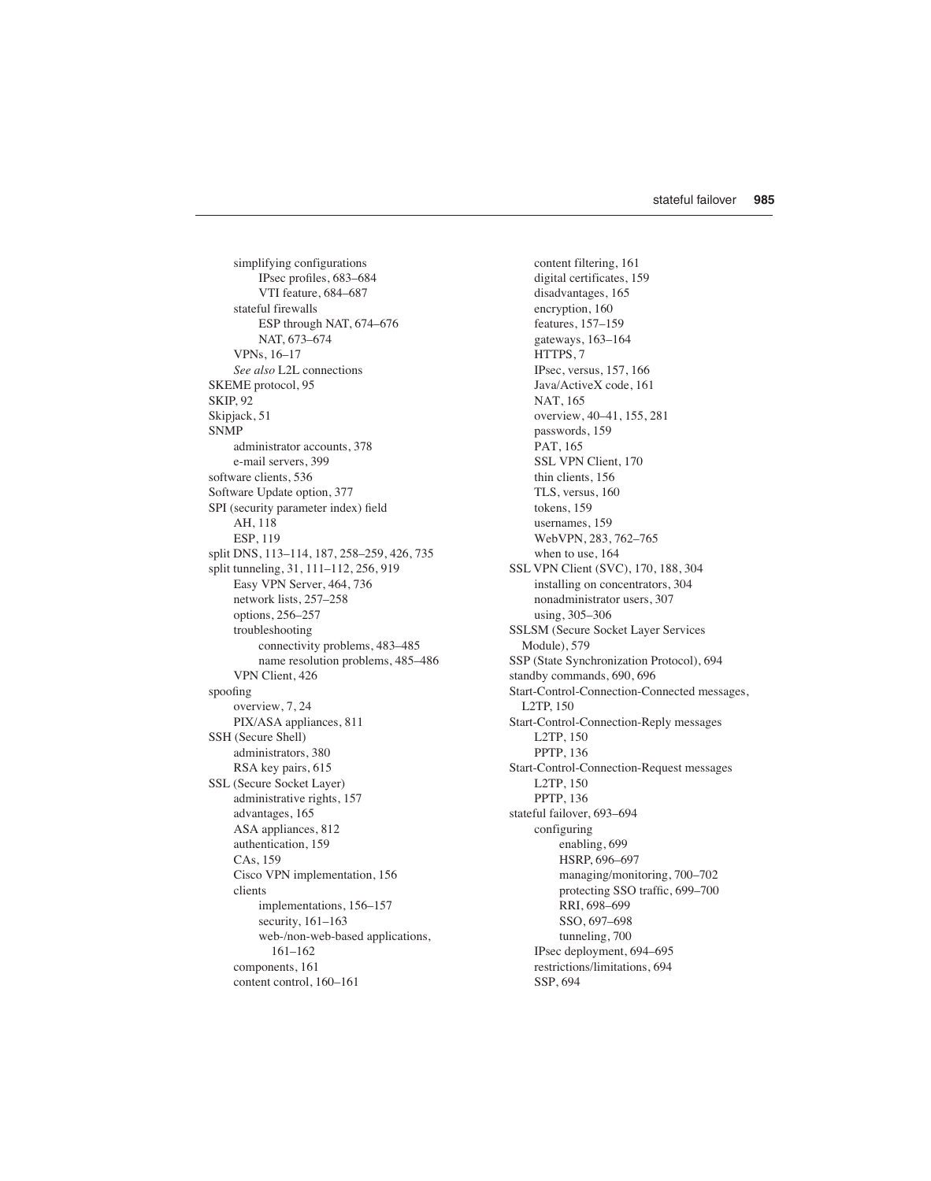simplifying configurations
    IPsec profiles, 683–684
    VTI feature, 684–687
stateful firewalls
    ESP through NAT, 674–676
    NAT, 673–674
VPNs, 16–17
*See also* L2L connections

SKEME protocol, 95
SKIP, 92
Skipjack, 51
SNMP
    administrator accounts, 378
    e-mail servers, 399
software clients, 536
Software Update option, 377
SPI (security parameter index) field
    AH, 118
    ESP, 119
split DNS, 113–114, 187, 258–259, 426, 735
split tunneling, 31, 111–112, 256, 919
    Easy VPN Server, 464, 736
    network lists, 257–258
    options, 256–257
    troubleshooting
        connectivity problems, 483–485
        name resolution problems, 485–486
    VPN Client, 426
spoofing
    overview, 7, 24
    PIX/ASA appliances, 811
SSH (Secure Shell)
    administrators, 380
    RSA key pairs, 615
SSL (Secure Socket Layer)
    administrative rights, 157
    advantages, 165
    ASA appliances, 812
    authentication, 159
    CAs, 159
    Cisco VPN implementation, 156
    clients
        implementations, 156–157
        security, 161–163
        web-/non-web-based applications, 161–162
    components, 161
    content control, 160–161
    content filtering, 161
    digital certificates, 159
    disadvantages, 165
    encryption, 160
    features, 157–159
    gateways, 163–164
    HTTPS, 7
    IPsec, versus, 157, 166
    Java/ActiveX code, 161
    NAT, 165
    overview, 40–41, 155, 281
    passwords, 159
    PAT, 165
    SSL VPN Client, 170
    thin clients, 156
    TLS, versus, 160
    tokens, 159
    usernames, 159
    WebVPN, 283, 762–765
    when to use, 164
SSL VPN Client (SVC), 170, 188, 304
    installing on concentrators, 304
    nonadministrator users, 307
    using, 305–306
SSLSM (Secure Socket Layer Services Module), 579
SSP (State Synchronization Protocol), 694
standby commands, 690, 696
Start-Control-Connection-Connected messages, L2TP, 150
Start-Control-Connection-Reply messages
    L2TP, 150
    PPTP, 136
Start-Control-Connection-Request messages
    L2TP, 150
    PPTP, 136
stateful failover, 693–694
    configuring
        enabling, 699
        HSRP, 696–697
        managing/monitoring, 700–702
        protecting SSO traffic, 699–700
        RRI, 698–699
        SSO, 697–698
        tunneling, 700
    IPsec deployment, 694–695
    restrictions/limitations, 694
    SSP, 694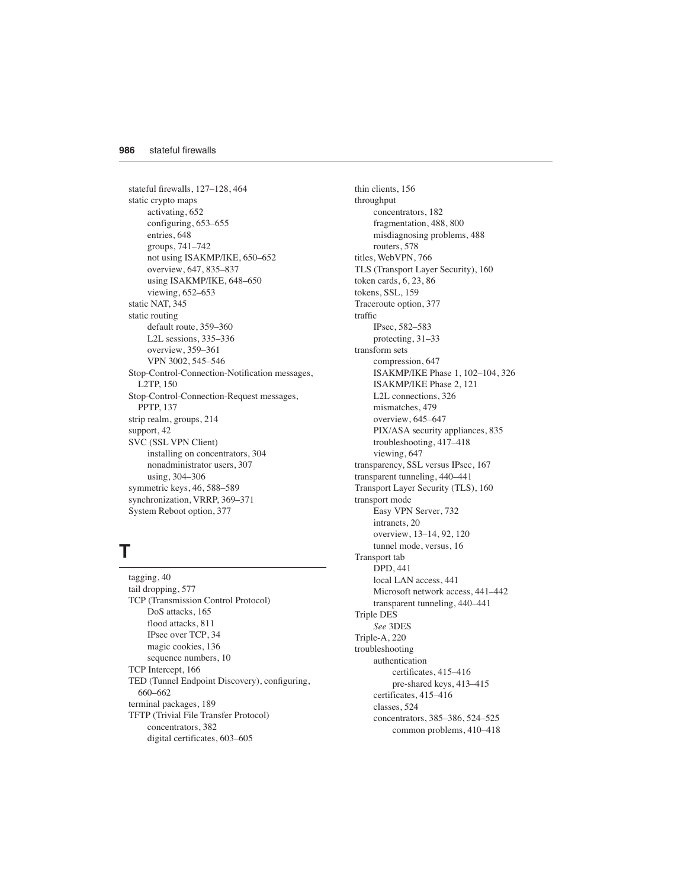- stateful firewalls, 127–128, 464
- static crypto maps
  - activating, 652
  - configuring, 653–655
  - entries, 648
  - groups, 741–742
  - not using ISAKMP/IKE, 650–652
  - overview, 647, 835–837
  - using ISAKMP/IKE, 648–650
  - viewing, 652–653
- static NAT, 345
- static routing
  - default route, 359–360
  - L2L sessions, 335–336
  - overview, 359–361
  - VPN 3002, 545–546
- Stop-Control-Connection-Notification messages, L2TP, 150
- Stop-Control-Connection-Request messages, PPTP, 137
- strip realm, groups, 214
- support, 42
- SVC (SSL VPN Client)
  - installing on concentrators, 304
  - nonadministrator users, 307
  - using, 304–306
- symmetric keys, 46, 588–589
- synchronization, VRRP, 369–371
- System Reboot option, 377

# T

- tagging, 40
- tail dropping, 577
- TCP (Transmission Control Protocol)
  - DoS attacks, 165
  - flood attacks, 811
  - IPsec over TCP, 34
  - magic cookies, 136
  - sequence numbers, 10
- TCP Intercept, 166
- TED (Tunnel Endpoint Discovery), configuring, 660–662
- terminal packages, 189
- TFTP (Trivial File Transfer Protocol)
  - concentrators, 382
  - digital certificates, 603–605
- thin clients, 156
- throughput
  - concentrators, 182
  - fragmentation, 488, 800
  - misdiagnosing problems, 488
  - routers, 578
- titles, WebVPN, 766
- TLS (Transport Layer Security), 160
- token cards, 6, 23, 86
- tokens, SSL, 159
- Traceroute option, 377
- traffic
  - IPsec, 582–583
  - protecting, 31–33
- transform sets
  - compression, 647
  - ISAKMP/IKE Phase 1, 102–104, 326
  - ISAKMP/IKE Phase 2, 121
  - L2L connections, 326
  - mismatches, 479
  - overview, 645–647
  - PIX/ASA security appliances, 835
  - troubleshooting, 417–418
  - viewing, 647
- transparency, SSL versus IPsec, 167
- transparent tunneling, 440–441
- Transport Layer Security (TLS), 160
- transport mode
  - Easy VPN Server, 732
  - intranets, 20
  - overview, 13–14, 92, 120
  - tunnel mode, versus, 16
- Transport tab
  - DPD, 441
  - local LAN access, 441
  - Microsoft network access, 441–442
  - transparent tunneling, 440–441
- Triple DES
  - *See* 3DES
- Triple-A, 220
- troubleshooting
  - authentication
    - certificates, 415–416
    - pre-shared keys, 413–415
  - certificates, 415–416
  - classes, 524
  - concentrators, 385–386, 524–525
    - common problems, 410–418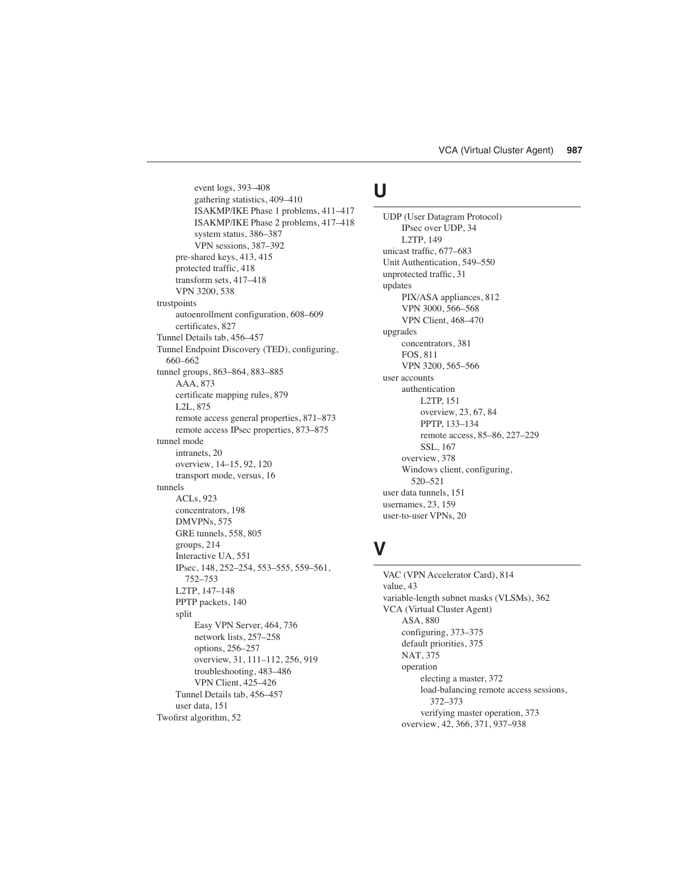- event logs, 393–408
- gathering statistics, 409–410
- ISAKMP/IKE Phase 1 problems, 411–417
- ISAKMP/IKE Phase 2 problems, 417–418
- system status, 386–387
- VPN sessions, 387–392

pre-shared keys, 413, 415
protected traffic, 418
transform sets, 417–418
VPN 3200, 538

trustpoints
- autoenrollment configuration, 608–609
- certificates, 827

Tunnel Details tab, 456–457
Tunnel Endpoint Discovery (TED), configuring, 660–662
tunnel groups, 863–864, 883–885
- AAA, 873
- certificate mapping rules, 879
- L2L, 875
- remote access general properties, 871–873
- remote access IPsec properties, 873–875

tunnel mode
- intranets, 20
- overview, 14–15, 92, 120
- transport mode, versus, 16

tunnels
- ACLs, 923
- concentrators, 198
- DMVPNs, 575
- GRE tunnels, 558, 805
- groups, 214
- Interactive UA, 551
- IPsec, 148, 252–254, 553–555, 559–561, 752–753
- L2TP, 147–148
- PPTP packets, 140
- split
  - Easy VPN Server, 464, 736
  - network lists, 257–258
  - options, 256–257
  - overview, 31, 111–112, 256, 919
  - troubleshooting, 483–486
  - VPN Client, 425–426
- Tunnel Details tab, 456–457
- user data, 151

Twofirst algorithm, 52

# U

UDP (User Datagram Protocol)
- IPsec over UDP, 34
- L2TP, 149

unicast traffic, 677–683
Unit Authentication, 549–550
unprotected traffic, 31
updates
- PIX/ASA appliances, 812
- VPN 3000, 566–568
- VPN Client, 468–470

upgrades
- concentrators, 381
- FOS, 811
- VPN 3200, 565–566

user accounts
- authentication
  - L2TP, 151
  - overview, 23, 67, 84
  - PPTP, 133–134
  - remote access, 85–86, 227–229
  - SSL, 167
- overview, 378
- Windows client, configuring, 520–521

user data tunnels, 151
usernames, 23, 159
user-to-user VPNs, 20

# V

VAC (VPN Accelerator Card), 814
value, 43
variable-length subnet masks (VLSMs), 362
VCA (Virtual Cluster Agent)
- ASA, 880
- configuring, 373–375
- default priorities, 375
- NAT, 375
- operation
  - electing a master, 372
  - load-balancing remote access sessions, 372–373
  - verifying master operation, 373
- overview, 42, 366, 371, 937–938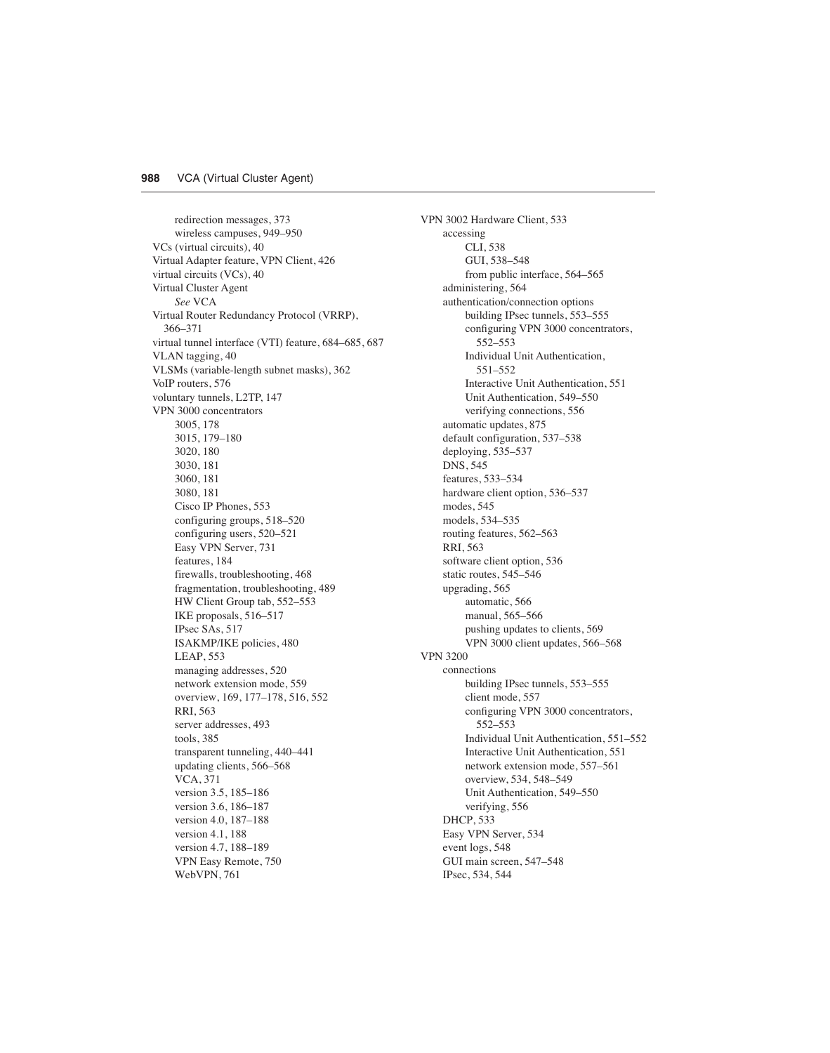redirection messages, 373
wireless campuses, 949–950
VCs (virtual circuits), 40
Virtual Adapter feature, VPN Client, 426
virtual circuits (VCs), 40
Virtual Cluster Agent
*See* VCA
Virtual Router Redundancy Protocol (VRRP), 366–371
virtual tunnel interface (VTI) feature, 684–685, 687
VLAN tagging, 40
VLSMs (variable-length subnet masks), 362
VoIP routers, 576
voluntary tunnels, L2TP, 147
VPN 3000 concentrators
3005, 178
3015, 179–180
3020, 180
3030, 181
3060, 181
3080, 181
Cisco IP Phones, 553
configuring groups, 518–520
configuring users, 520–521
Easy VPN Server, 731
features, 184
firewalls, troubleshooting, 468
fragmentation, troubleshooting, 489
HW Client Group tab, 552–553
IKE proposals, 516–517
IPsec SAs, 517
ISAKMP/IKE policies, 480
LEAP, 553
managing addresses, 520
network extension mode, 559
overview, 169, 177–178, 516, 552
RRI, 563
server addresses, 493
tools, 385
transparent tunneling, 440–441
updating clients, 566–568
VCA, 371
version 3.5, 185–186
version 3.6, 186–187
version 4.0, 187–188
version 4.1, 188
version 4.7, 188–189
VPN Easy Remote, 750
WebVPN, 761

VPN 3002 Hardware Client, 533
accessing
CLI, 538
GUI, 538–548
from public interface, 564–565
administering, 564
authentication/connection options
building IPsec tunnels, 553–555
configuring VPN 3000 concentrators, 552–553
Individual Unit Authentication, 551–552
Interactive Unit Authentication, 551
Unit Authentication, 549–550
verifying connections, 556
automatic updates, 875
default configuration, 537–538
deploying, 535–537
DNS, 545
features, 533–534
hardware client option, 536–537
modes, 545
models, 534–535
routing features, 562–563
RRI, 563
software client option, 536
static routes, 545–546
upgrading, 565
automatic, 566
manual, 565–566
pushing updates to clients, 569
VPN 3000 client updates, 566–568
VPN 3200
connections
building IPsec tunnels, 553–555
client mode, 557
configuring VPN 3000 concentrators, 552–553
Individual Unit Authentication, 551–552
Interactive Unit Authentication, 551
network extension mode, 557–561
overview, 534, 548–549
Unit Authentication, 549–550
verifying, 556
DHCP, 533
Easy VPN Server, 534
event logs, 548
GUI main screen, 547–548
IPsec, 534, 544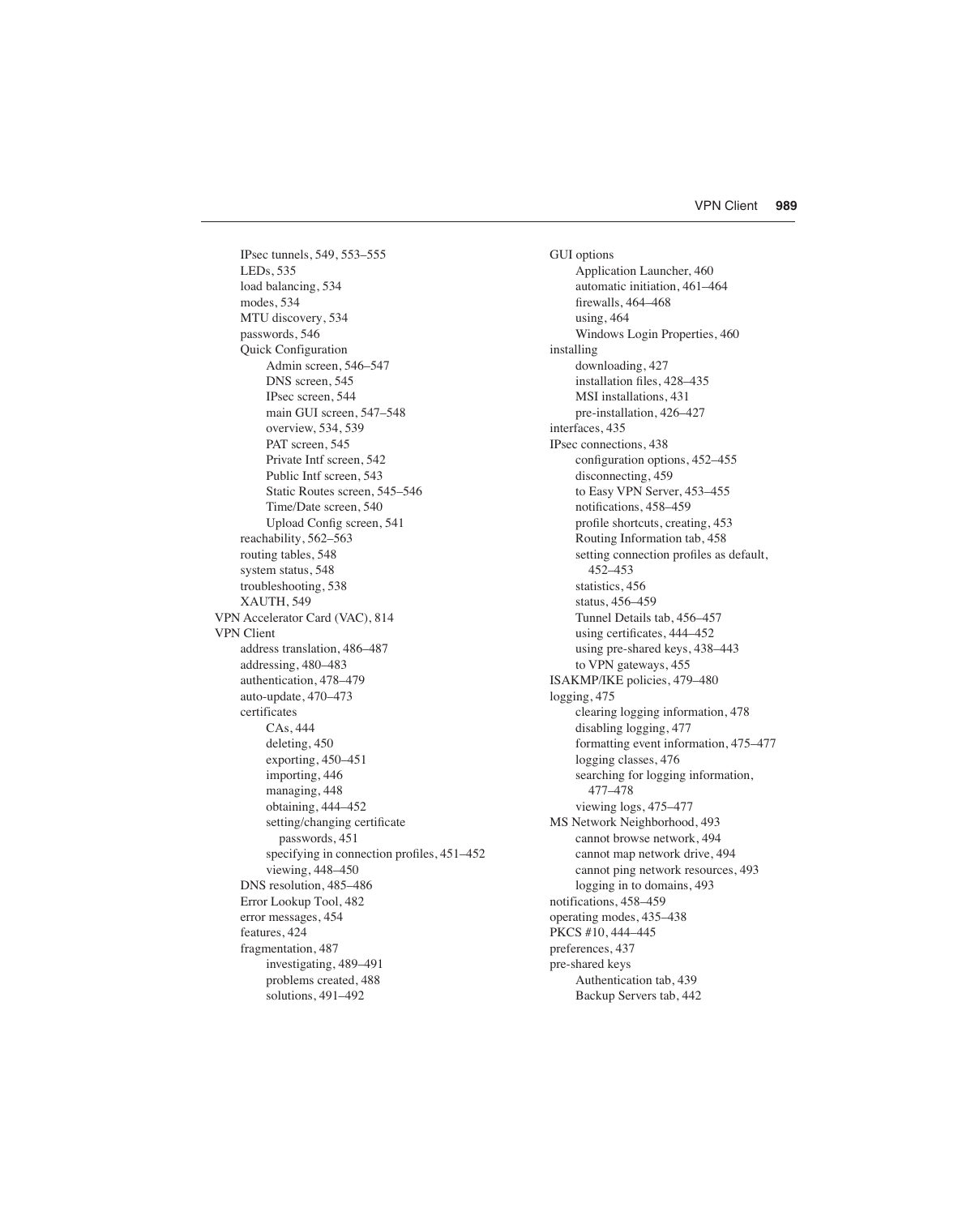IPsec tunnels, 549, 553–555
    LEDs, 535
    load balancing, 534
    modes, 534
    MTU discovery, 534
    passwords, 546
    Quick Configuration
        Admin screen, 546–547
        DNS screen, 545
        IPsec screen, 544
        main GUI screen, 547–548
        overview, 534, 539
        PAT screen, 545
        Private Intf screen, 542
        Public Intf screen, 543
        Static Routes screen, 545–546
        Time/Date screen, 540
        Upload Config screen, 541
    reachability, 562–563
    routing tables, 548
    system status, 548
    troubleshooting, 538
    XAUTH, 549
VPN Accelerator Card (VAC), 814
VPN Client
    address translation, 486–487
    addressing, 480–483
    authentication, 478–479
    auto-update, 470–473
    certificates
        CAs, 444
        deleting, 450
        exporting, 450–451
        importing, 446
        managing, 448
        obtaining, 444–452
        setting/changing certificate passwords, 451
        specifying in connection profiles, 451–452
        viewing, 448–450
    DNS resolution, 485–486
    Error Lookup Tool, 482
    error messages, 454
    features, 424
    fragmentation, 487
        investigating, 489–491
        problems created, 488
        solutions, 491–492
    GUI options
        Application Launcher, 460
        automatic initiation, 461–464
        firewalls, 464–468
        using, 464
        Windows Login Properties, 460
    installing
        downloading, 427
        installation files, 428–435
        MSI installations, 431
        pre-installation, 426–427
    interfaces, 435
    IPsec connections, 438
        configuration options, 452–455
        disconnecting, 459
        to Easy VPN Server, 453–455
        notifications, 458–459
        profile shortcuts, creating, 453
        Routing Information tab, 458
        setting connection profiles as default, 452–453
        statistics, 456
        status, 456–459
        Tunnel Details tab, 456–457
        using certificates, 444–452
        using pre-shared keys, 438–443
        to VPN gateways, 455
    ISAKMP/IKE policies, 479–480
    logging, 475
        clearing logging information, 478
        disabling logging, 477
        formatting event information, 475–477
        logging classes, 476
        searching for logging information, 477–478
        viewing logs, 475–477
    MS Network Neighborhood, 493
        cannot browse network, 494
        cannot map network drive, 494
        cannot ping network resources, 493
        logging in to domains, 493
    notifications, 458–459
    operating modes, 435–438
    PKCS #10, 444–445
    preferences, 437
    pre-shared keys
        Authentication tab, 439
        Backup Servers tab, 442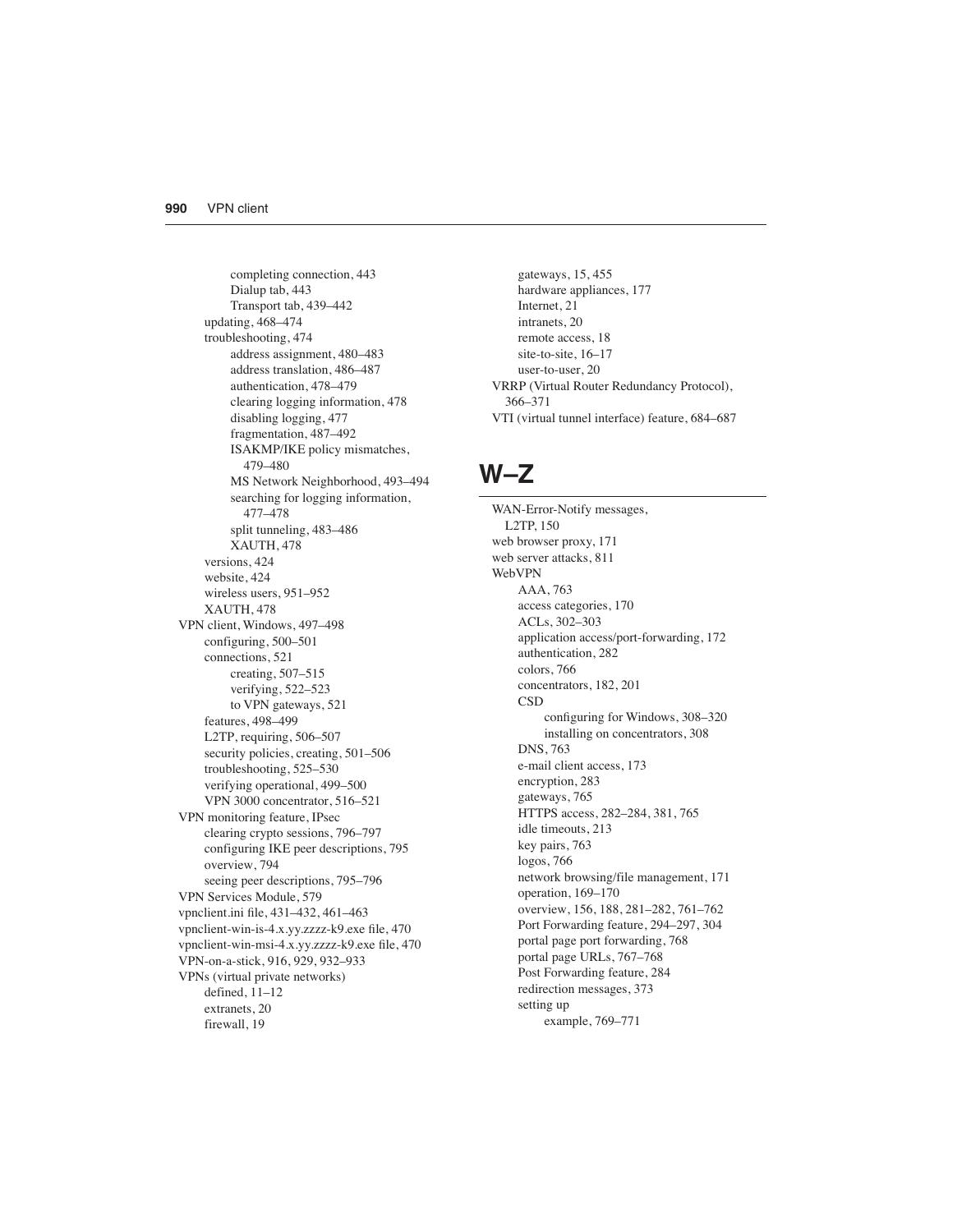- completing connection, 443
    - Dialup tab, 443
    - Transport tab, 439–442
- updating, 468–474
- troubleshooting, 474
    - address assignment, 480–483
    - address translation, 486–487
    - authentication, 478–479
    - clearing logging information, 478
    - disabling logging, 477
    - fragmentation, 487–492
    - ISAKMP/IKE policy mismatches, 479–480
    - MS Network Neighborhood, 493–494
    - searching for logging information, 477–478
    - split tunneling, 483–486
    - XAUTH, 478
- versions, 424
- website, 424
- wireless users, 951–952
- XAUTH, 478

VPN client, Windows, 497–498
- configuring, 500–501
- connections, 521
    - creating, 507–515
    - verifying, 522–523
    - to VPN gateways, 521
- features, 498–499
- L2TP, requiring, 506–507
- security policies, creating, 501–506
- troubleshooting, 525–530
- verifying operational, 499–500
- VPN 3000 concentrator, 516–521

VPN monitoring feature, IPsec
- clearing crypto sessions, 796–797
- configuring IKE peer descriptions, 795
- overview, 794
- seeing peer descriptions, 795–796

VPN Services Module, 579

vpnclient.ini file, 431–432, 461–463

vpnclient-win-is-4.x.yy.zzzz-k9.exe file, 470

vpnclient-win-msi-4.x.yy.zzzz-k9.exe file, 470

VPN-on-a-stick, 916, 929, 932–933

VPNs (virtual private networks)
- defined, 11–12
- extranets, 20
- firewall, 19
- gateways, 15, 455
- hardware appliances, 177
- Internet, 21
- intranets, 20
- remote access, 18
- site-to-site, 16–17
- user-to-user, 20

VRRP (Virtual Router Redundancy Protocol), 366–371

VTI (virtual tunnel interface) feature, 684–687

# W–Z

WAN-Error-Notify messages, L2TP, 150

web browser proxy, 171

web server attacks, 811

WebVPN
- AAA, 763
- access categories, 170
- ACLs, 302–303
- application access/port-forwarding, 172
- authentication, 282
- colors, 766
- concentrators, 182, 201
- CSD
    - configuring for Windows, 308–320
    - installing on concentrators, 308
- DNS, 763
- e-mail client access, 173
- encryption, 283
- gateways, 765
- HTTPS access, 282–284, 381, 765
- idle timeouts, 213
- key pairs, 763
- logos, 766
- network browsing/file management, 171
- operation, 169–170
- overview, 156, 188, 281–282, 761–762
- Port Forwarding feature, 294–297, 304
- portal page port forwarding, 768
- portal page URLs, 767–768
- Post Forwarding feature, 284
- redirection messages, 373
- setting up
    - example, 769–771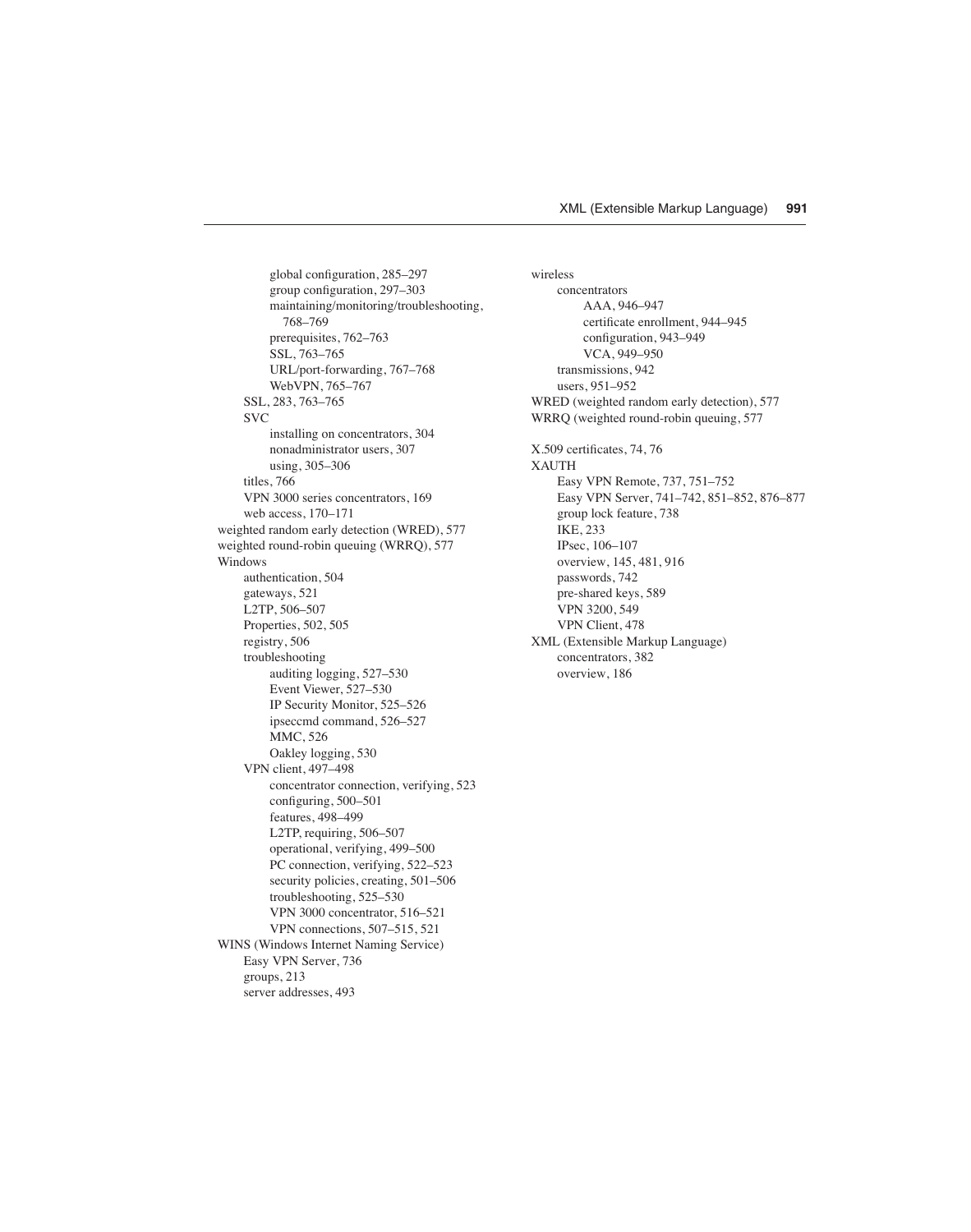- global configuration, 285–297
        - group configuration, 297–303
        - maintaining/monitoring/troubleshooting, 768–769
        - prerequisites, 762–763
        - SSL, 763–765
        - URL/port-forwarding, 767–768
        - WebVPN, 765–767
    - SSL, 283, 763–765
    - SVC
        - installing on concentrators, 304
        - nonadministrator users, 307
        - using, 305–306
    - titles, 766
    - VPN 3000 series concentrators, 169
    - web access, 170–171
- weighted random early detection (WRED), 577
- weighted round-robin queuing (WRRQ), 577
- Windows
    - authentication, 504
    - gateways, 521
    - L2TP, 506–507
    - Properties, 502, 505
    - registry, 506
    - troubleshooting
        - auditing logging, 527–530
        - Event Viewer, 527–530
        - IP Security Monitor, 525–526
        - ipseccmd command, 526–527
        - MMC, 526
        - Oakley logging, 530
    - VPN client, 497–498
        - concentrator connection, verifying, 523
        - configuring, 500–501
        - features, 498–499
        - L2TP, requiring, 506–507
        - operational, verifying, 499–500
        - PC connection, verifying, 522–523
        - security policies, creating, 501–506
        - troubleshooting, 525–530
        - VPN 3000 concentrator, 516–521
        - VPN connections, 507–515, 521
- WINS (Windows Internet Naming Service)
    - Easy VPN Server, 736
    - groups, 213
    - server addresses, 493
- wireless
    - concentrators
        - AAA, 946–947
        - certificate enrollment, 944–945
        - configuration, 943–949
        - VCA, 949–950
    - transmissions, 942
    - users, 951–952
- WRED (weighted random early detection), 577
- WRRQ (weighted round-robin queuing, 577

- X.509 certificates, 74, 76
- XAUTH
    - Easy VPN Remote, 737, 751–752
    - Easy VPN Server, 741–742, 851–852, 876–877
    - group lock feature, 738
    - IKE, 233
    - IPsec, 106–107
    - overview, 145, 481, 916
    - passwords, 742
    - pre-shared keys, 589
    - VPN 3200, 549
    - VPN Client, 478
- XML (Extensible Markup Language)
    - concentrators, 382
    - overview, 186